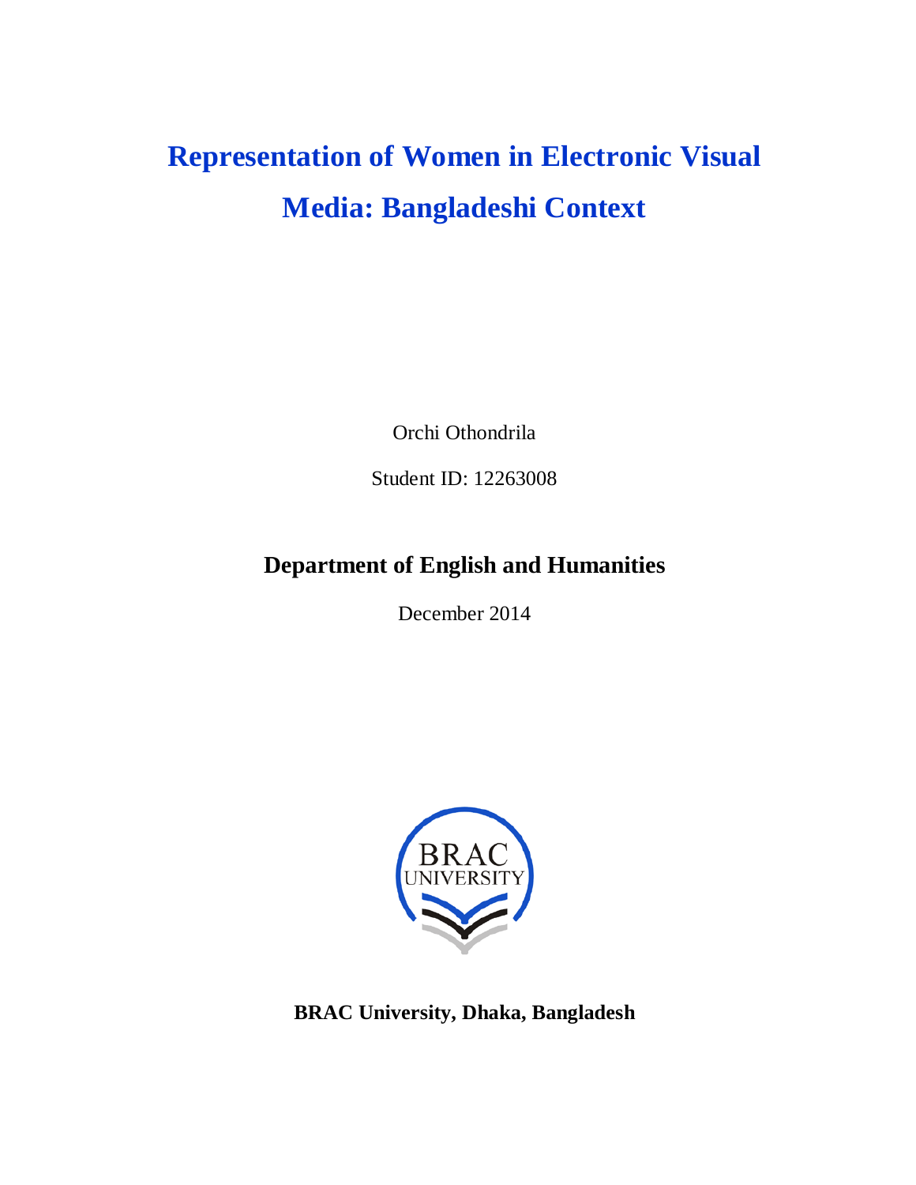# Representation of Women in Electronic Visual Media: Bangladeshi Context

Orchi Othondrila

Student ID: 12263008

**Department of English and Humanities**

December 2014

**BRAC University, Dhaka, Bangladesh**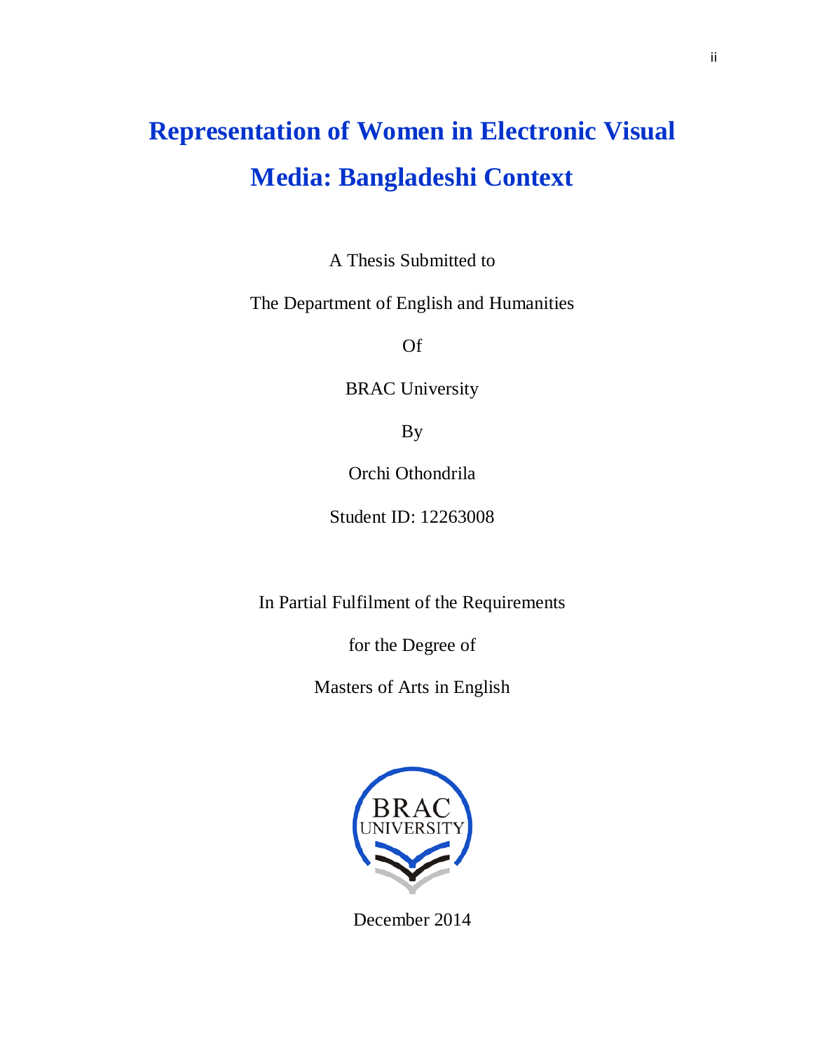# Representation of Women in Electronic Visual Media: Bangladeshi Context

A Thesis Submitted to

The Department of English and Humanities

Of

BRAC University

By

Orchi Othondrila

Student ID: 12263008

In Partial Fulfilment of the Requirements

for the Degree of

Masters of Arts in English

December 2014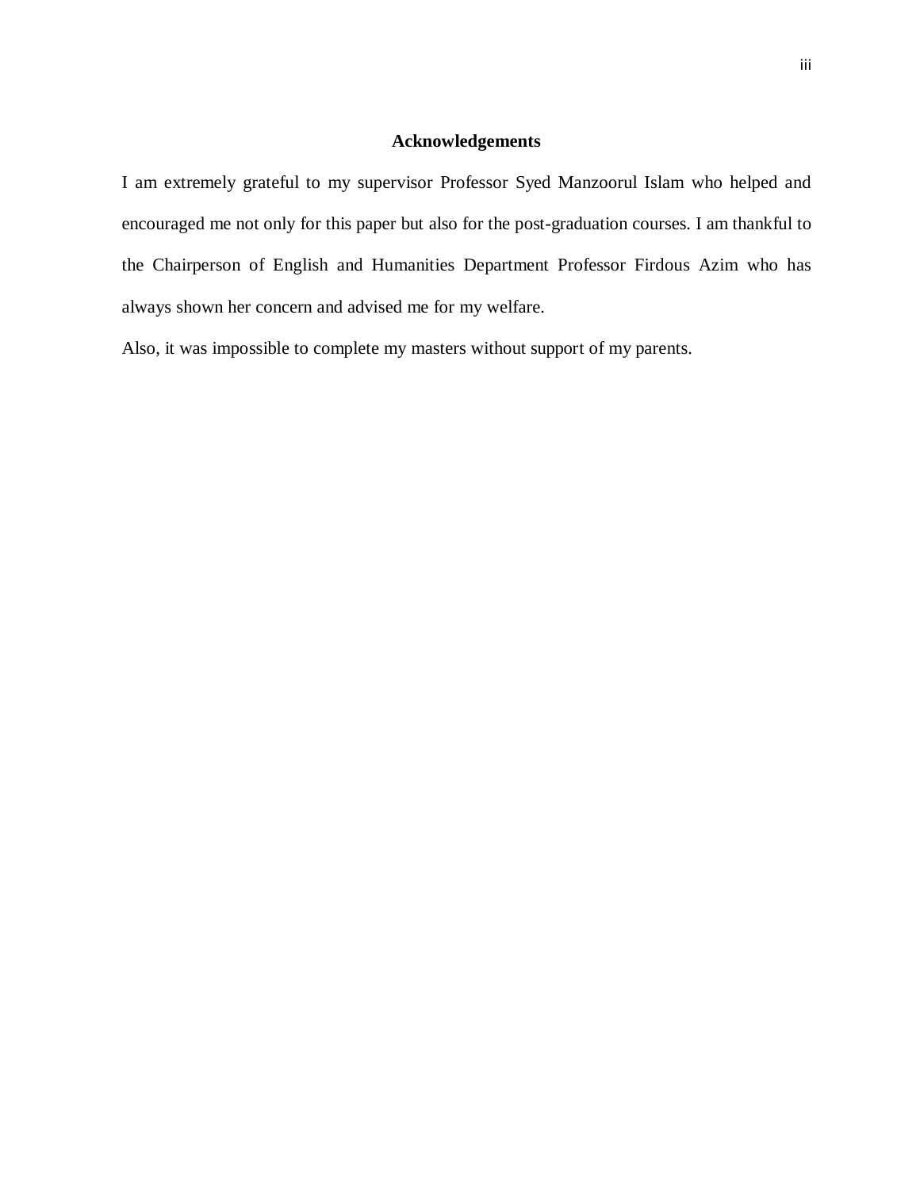# Acknowledgements

I am extremely grateful to my supervisor Professor Syed Manzoorul Islam who helped and encouraged me not only for this paper but also for the post-graduation courses. I am thankful to the Chairperson of English and Humanities Department Professor Firdous Azim who has always shown her concern and advised me for my welfare.

Also, it was impossible to complete my masters without support of my parents.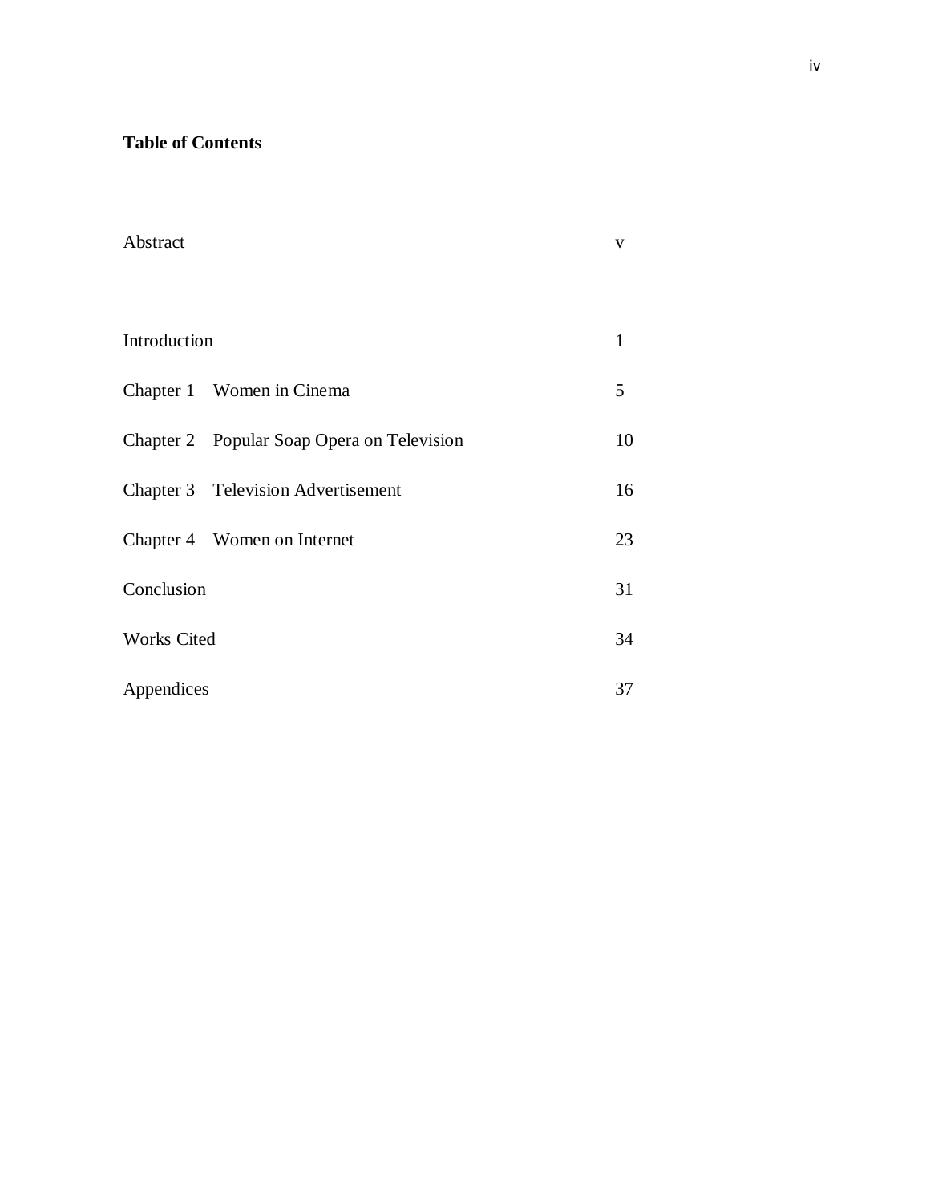**Table of Contents**

| | |
|---|---|
| Abstract | v |
| Introduction | 1 |
| Chapter 1 Women in Cinema | 5 |
| Chapter 2 Popular Soap Opera on Television | 10 |
| Chapter 3 Television Advertisement | 16 |
| Chapter 4 Women on Internet | 23 |
| Conclusion | 31 |
| Works Cited | 34 |
| Appendices | 37 |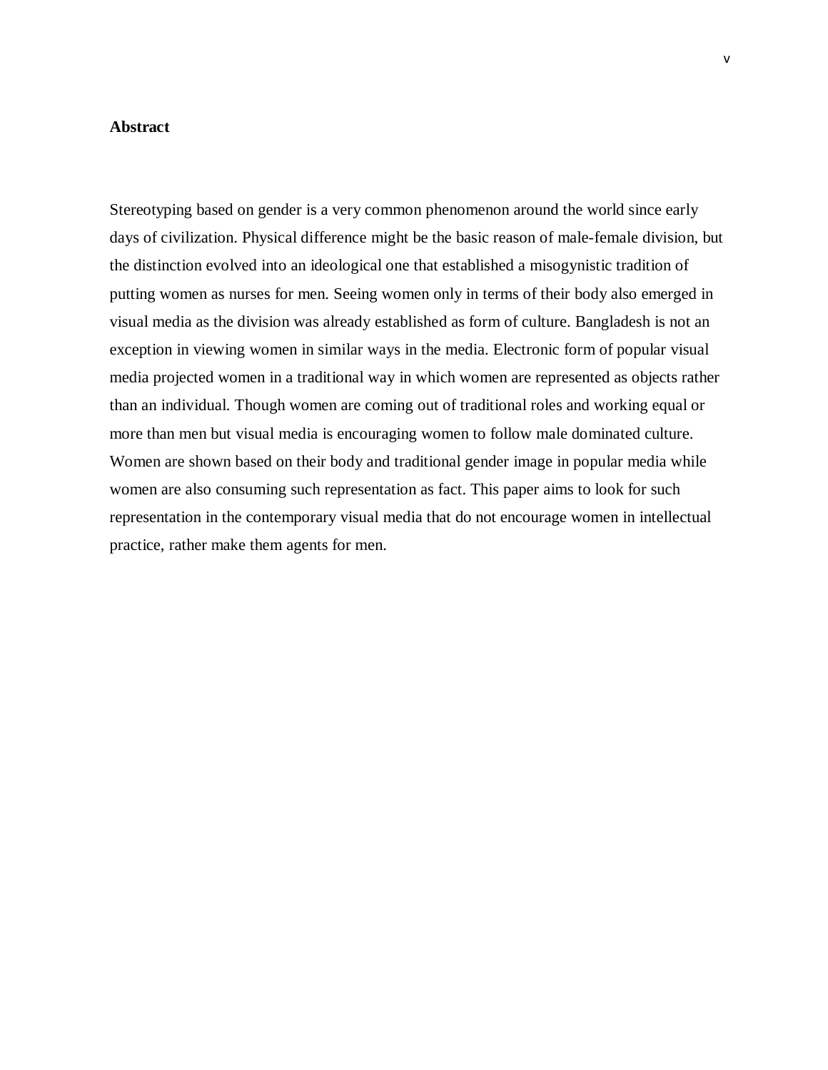## Abstract

Stereotyping based on gender is a very common phenomenon around the world since early days of civilization. Physical difference might be the basic reason of male-female division, but the distinction evolved into an ideological one that established a misogynistic tradition of putting women as nurses for men. Seeing women only in terms of their body also emerged in visual media as the division was already established as form of culture. Bangladesh is not an exception in viewing women in similar ways in the media. Electronic form of popular visual media projected women in a traditional way in which women are represented as objects rather than an individual. Though women are coming out of traditional roles and working equal or more than men but visual media is encouraging women to follow male dominated culture. Women are shown based on their body and traditional gender image in popular media while women are also consuming such representation as fact. This paper aims to look for such representation in the contemporary visual media that do not encourage women in intellectual practice, rather make them agents for men.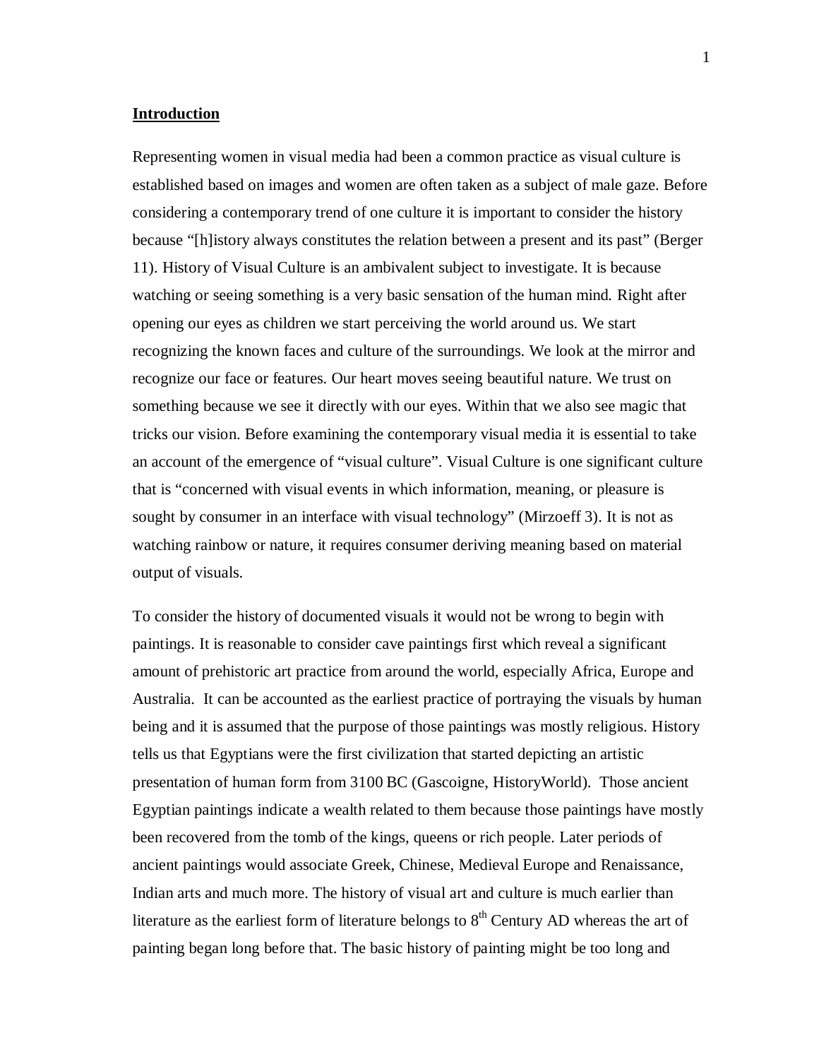## Introduction

Representing women in visual media had been a common practice as visual culture is established based on images and women are often taken as a subject of male gaze. Before considering a contemporary trend of one culture it is important to consider the history because "[h]istory always constitutes the relation between a present and its past" (Berger 11). History of Visual Culture is an ambivalent subject to investigate. It is because watching or seeing something is a very basic sensation of the human mind. Right after opening our eyes as children we start perceiving the world around us. We start recognizing the known faces and culture of the surroundings. We look at the mirror and recognize our face or features. Our heart moves seeing beautiful nature. We trust on something because we see it directly with our eyes. Within that we also see magic that tricks our vision. Before examining the contemporary visual media it is essential to take an account of the emergence of "visual culture". Visual Culture is one significant culture that is "concerned with visual events in which information, meaning, or pleasure is sought by consumer in an interface with visual technology" (Mirzoeff 3). It is not as watching rainbow or nature, it requires consumer deriving meaning based on material output of visuals.

To consider the history of documented visuals it would not be wrong to begin with paintings. It is reasonable to consider cave paintings first which reveal a significant amount of prehistoric art practice from around the world, especially Africa, Europe and Australia. It can be accounted as the earliest practice of portraying the visuals by human being and it is assumed that the purpose of those paintings was mostly religious. History tells us that Egyptians were the first civilization that started depicting an artistic presentation of human form from 3100 BC (Gascoigne, HistoryWorld). Those ancient Egyptian paintings indicate a wealth related to them because those paintings have mostly been recovered from the tomb of the kings, queens or rich people. Later periods of ancient paintings would associate Greek, Chinese, Medieval Europe and Renaissance, Indian arts and much more. The history of visual art and culture is much earlier than literature as the earliest form of literature belongs to 8th Century AD whereas the art of painting began long before that. The basic history of painting might be too long and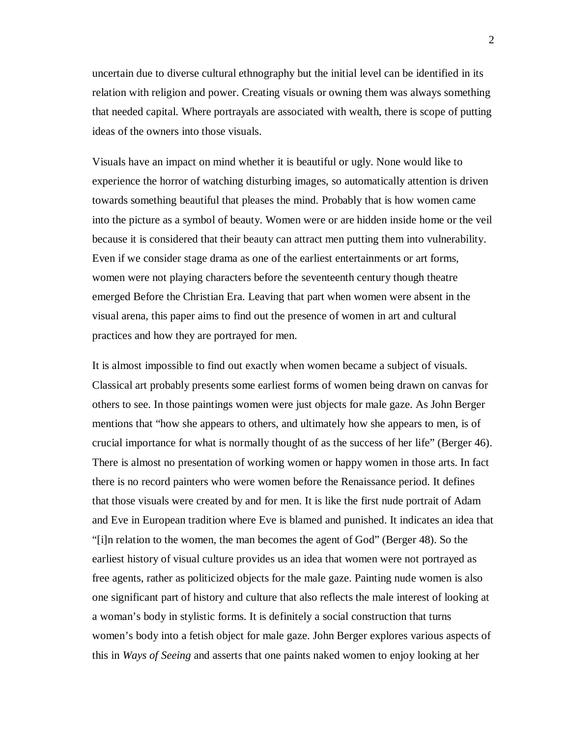uncertain due to diverse cultural ethnography but the initial level can be identified in its relation with religion and power. Creating visuals or owning them was always something that needed capital. Where portrayals are associated with wealth, there is scope of putting ideas of the owners into those visuals.

Visuals have an impact on mind whether it is beautiful or ugly. None would like to experience the horror of watching disturbing images, so automatically attention is driven towards something beautiful that pleases the mind. Probably that is how women came into the picture as a symbol of beauty. Women were or are hidden inside home or the veil because it is considered that their beauty can attract men putting them into vulnerability. Even if we consider stage drama as one of the earliest entertainments or art forms, women were not playing characters before the seventeenth century though theatre emerged Before the Christian Era. Leaving that part when women were absent in the visual arena, this paper aims to find out the presence of women in art and cultural practices and how they are portrayed for men.

It is almost impossible to find out exactly when women became a subject of visuals. Classical art probably presents some earliest forms of women being drawn on canvas for others to see. In those paintings women were just objects for male gaze. As John Berger mentions that "how she appears to others, and ultimately how she appears to men, is of crucial importance for what is normally thought of as the success of her life" (Berger 46). There is almost no presentation of working women or happy women in those arts. In fact there is no record painters who were women before the Renaissance period. It defines that those visuals were created by and for men. It is like the first nude portrait of Adam and Eve in European tradition where Eve is blamed and punished. It indicates an idea that "[i]n relation to the women, the man becomes the agent of God" (Berger 48). So the earliest history of visual culture provides us an idea that women were not portrayed as free agents, rather as politicized objects for the male gaze. Painting nude women is also one significant part of history and culture that also reflects the male interest of looking at a woman's body in stylistic forms. It is definitely a social construction that turns women's body into a fetish object for male gaze. John Berger explores various aspects of this in *Ways of Seeing* and asserts that one paints naked women to enjoy looking at her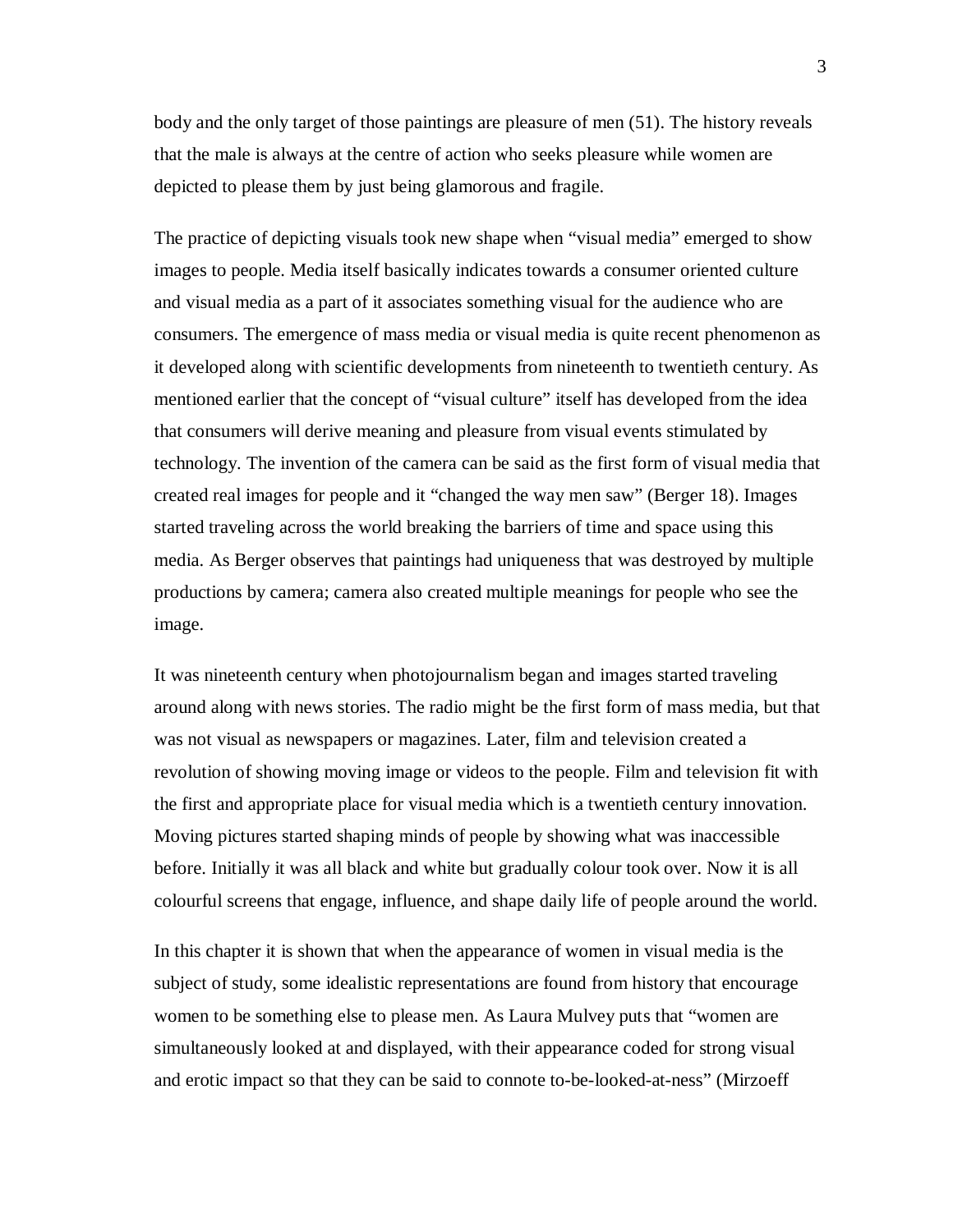body and the only target of those paintings are pleasure of men (51). The history reveals that the male is always at the centre of action who seeks pleasure while women are depicted to please them by just being glamorous and fragile.

The practice of depicting visuals took new shape when "visual media" emerged to show images to people. Media itself basically indicates towards a consumer oriented culture and visual media as a part of it associates something visual for the audience who are consumers. The emergence of mass media or visual media is quite recent phenomenon as it developed along with scientific developments from nineteenth to twentieth century. As mentioned earlier that the concept of "visual culture" itself has developed from the idea that consumers will derive meaning and pleasure from visual events stimulated by technology. The invention of the camera can be said as the first form of visual media that created real images for people and it "changed the way men saw" (Berger 18). Images started traveling across the world breaking the barriers of time and space using this media. As Berger observes that paintings had uniqueness that was destroyed by multiple productions by camera; camera also created multiple meanings for people who see the image.

It was nineteenth century when photojournalism began and images started traveling around along with news stories. The radio might be the first form of mass media, but that was not visual as newspapers or magazines. Later, film and television created a revolution of showing moving image or videos to the people. Film and television fit with the first and appropriate place for visual media which is a twentieth century innovation. Moving pictures started shaping minds of people by showing what was inaccessible before. Initially it was all black and white but gradually colour took over. Now it is all colourful screens that engage, influence, and shape daily life of people around the world.

In this chapter it is shown that when the appearance of women in visual media is the subject of study, some idealistic representations are found from history that encourage women to be something else to please men. As Laura Mulvey puts that "women are simultaneously looked at and displayed, with their appearance coded for strong visual and erotic impact so that they can be said to connote to-be-looked-at-ness" (Mirzoeff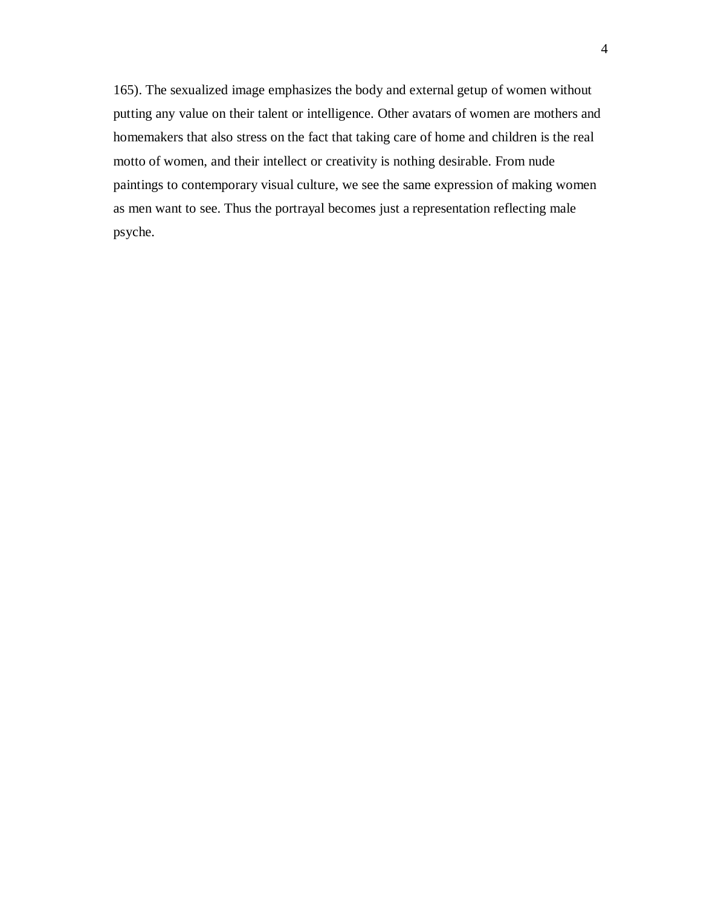165). The sexualized image emphasizes the body and external getup of women without putting any value on their talent or intelligence. Other avatars of women are mothers and homemakers that also stress on the fact that taking care of home and children is the real motto of women, and their intellect or creativity is nothing desirable. From nude paintings to contemporary visual culture, we see the same expression of making women as men want to see. Thus the portrayal becomes just a representation reflecting male psyche.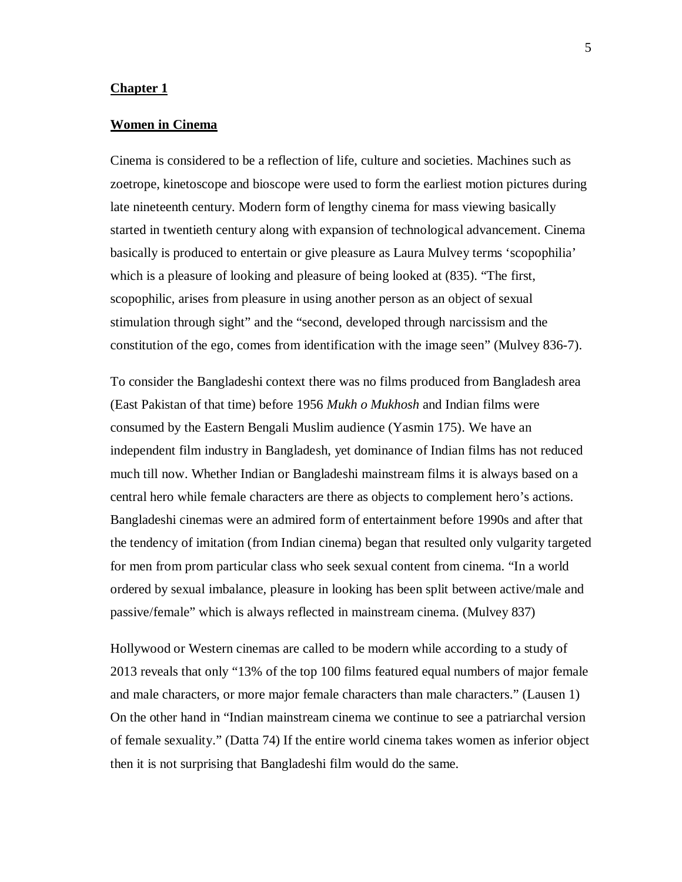## Chapter 1

## Women in Cinema

Cinema is considered to be a reflection of life, culture and societies. Machines such as zoetrope, kinetoscope and bioscope were used to form the earliest motion pictures during late nineteenth century. Modern form of lengthy cinema for mass viewing basically started in twentieth century along with expansion of technological advancement. Cinema basically is produced to entertain or give pleasure as Laura Mulvey terms 'scopophilia' which is a pleasure of looking and pleasure of being looked at (835). "The first, scopophilic, arises from pleasure in using another person as an object of sexual stimulation through sight" and the "second, developed through narcissism and the constitution of the ego, comes from identification with the image seen" (Mulvey 836-7).

To consider the Bangladeshi context there was no films produced from Bangladesh area (East Pakistan of that time) before 1956 *Mukh o Mukhosh* and Indian films were consumed by the Eastern Bengali Muslim audience (Yasmin 175). We have an independent film industry in Bangladesh, yet dominance of Indian films has not reduced much till now. Whether Indian or Bangladeshi mainstream films it is always based on a central hero while female characters are there as objects to complement hero's actions. Bangladeshi cinemas were an admired form of entertainment before 1990s and after that the tendency of imitation (from Indian cinema) began that resulted only vulgarity targeted for men from prom particular class who seek sexual content from cinema. "In a world ordered by sexual imbalance, pleasure in looking has been split between active/male and passive/female" which is always reflected in mainstream cinema. (Mulvey 837)

Hollywood or Western cinemas are called to be modern while according to a study of 2013 reveals that only "13% of the top 100 films featured equal numbers of major female and male characters, or more major female characters than male characters." (Lausen 1) On the other hand in "Indian mainstream cinema we continue to see a patriarchal version of female sexuality." (Datta 74) If the entire world cinema takes women as inferior object then it is not surprising that Bangladeshi film would do the same.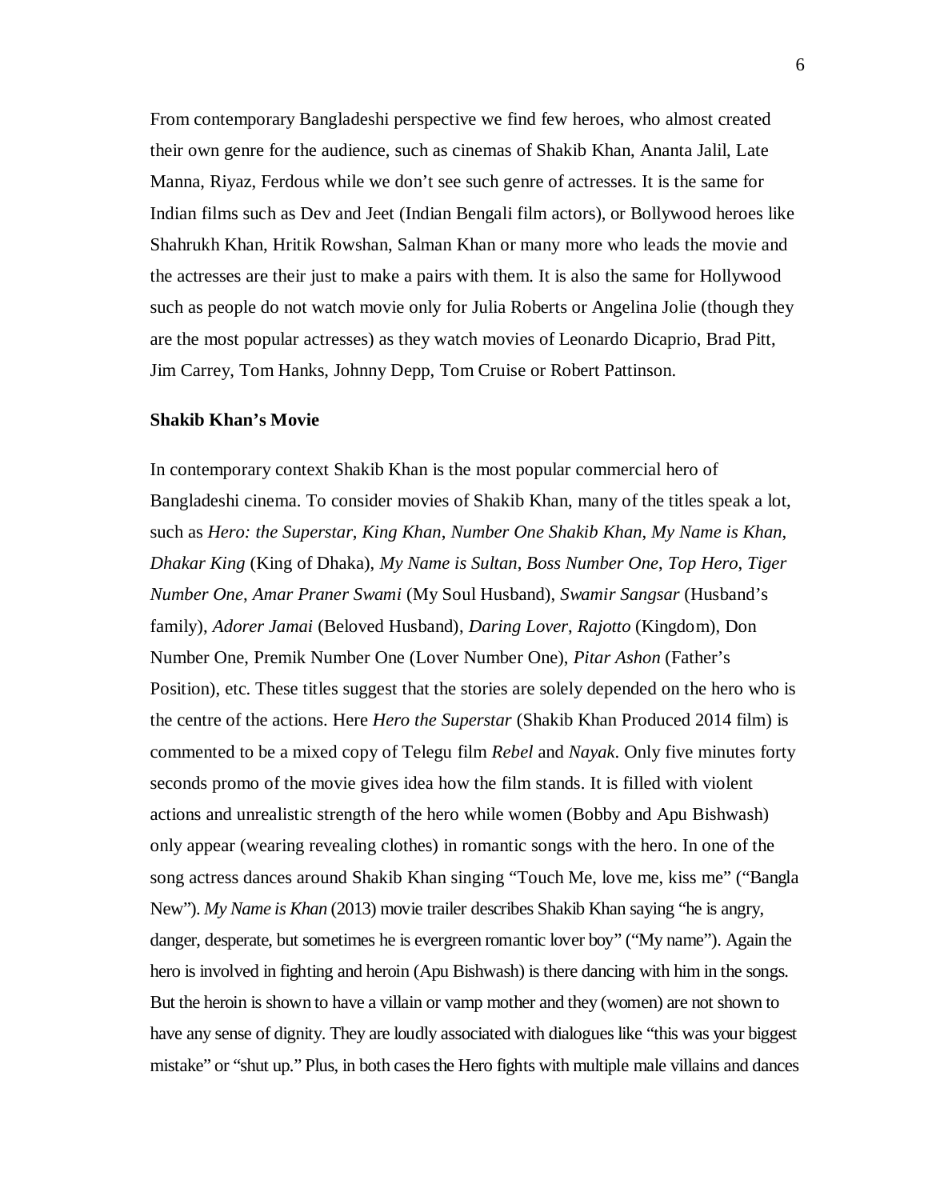From contemporary Bangladeshi perspective we find few heroes, who almost created their own genre for the audience, such as cinemas of Shakib Khan, Ananta Jalil, Late Manna, Riyaz, Ferdous while we don't see such genre of actresses. It is the same for Indian films such as Dev and Jeet (Indian Bengali film actors), or Bollywood heroes like Shahrukh Khan, Hritik Rowshan, Salman Khan or many more who leads the movie and the actresses are their just to make a pairs with them. It is also the same for Hollywood such as people do not watch movie only for Julia Roberts or Angelina Jolie (though they are the most popular actresses) as they watch movies of Leonardo Dicaprio, Brad Pitt, Jim Carrey, Tom Hanks, Johnny Depp, Tom Cruise or Robert Pattinson.

**Shakib Khan's Movie**

In contemporary context Shakib Khan is the most popular commercial hero of Bangladeshi cinema. To consider movies of Shakib Khan, many of the titles speak a lot, such as *Hero: the Superstar*, *King Khan*, *Number One Shakib Khan*, *My Name is Khan*, *Dhakar King* (King of Dhaka), *My Name is Sultan*, *Boss Number One*, *Top Hero*, *Tiger Number One*, *Amar Praner Swami* (My Soul Husband), *Swamir Sangsar* (Husband's family), *Adorer Jamai* (Beloved Husband), *Daring Lover*, *Rajotto* (Kingdom), Don Number One, Premik Number One (Lover Number One), *Pitar Ashon* (Father's Position), etc. These titles suggest that the stories are solely depended on the hero who is the centre of the actions. Here *Hero the Superstar* (Shakib Khan Produced 2014 film) is commented to be a mixed copy of Telegu film *Rebel* and *Nayak*. Only five minutes forty seconds promo of the movie gives idea how the film stands. It is filled with violent actions and unrealistic strength of the hero while women (Bobby and Apu Bishwash) only appear (wearing revealing clothes) in romantic songs with the hero. In one of the song actress dances around Shakib Khan singing "Touch Me, love me, kiss me" ("Bangla New"). *My Name is Khan* (2013) movie trailer describes Shakib Khan saying "he is angry, danger, desperate, but sometimes he is evergreen romantic lover boy" ("My name"). Again the hero is involved in fighting and heroin (Apu Bishwash) is there dancing with him in the songs. But the heroin is shown to have a villain or vamp mother and they (women) are not shown to have any sense of dignity. They are loudly associated with dialogues like "this was your biggest mistake" or "shut up." Plus, in both cases the Hero fights with multiple male villains and dances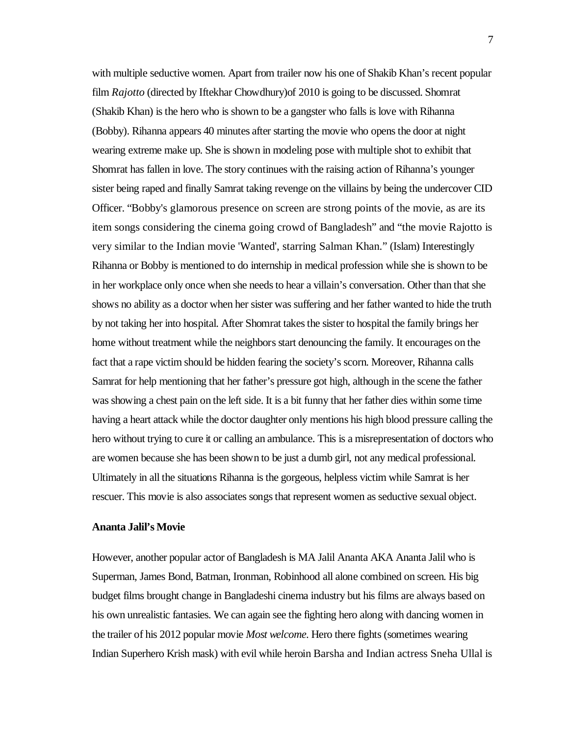with multiple seductive women. Apart from trailer now his one of Shakib Khan's recent popular film *Rajotto* (directed by Iftekhar Chowdhury)of 2010 is going to be discussed. Shomrat (Shakib Khan) is the hero who is shown to be a gangster who falls is love with Rihanna (Bobby). Rihanna appears 40 minutes after starting the movie who opens the door at night wearing extreme make up. She is shown in modeling pose with multiple shot to exhibit that Shomrat has fallen in love. The story continues with the raising action of Rihanna's younger sister being raped and finally Samrat taking revenge on the villains by being the undercover CID Officer. "Bobby's glamorous presence on screen are strong points of the movie, as are its item songs considering the cinema going crowd of Bangladesh" and "the movie Rajotto is very similar to the Indian movie 'Wanted', starring Salman Khan." (Islam) Interestingly Rihanna or Bobby is mentioned to do internship in medical profession while she is shown to be in her workplace only once when she needs to hear a villain's conversation. Other than that she shows no ability as a doctor when her sister was suffering and her father wanted to hide the truth by not taking her into hospital. After Shomrat takes the sister to hospital the family brings her home without treatment while the neighbors start denouncing the family. It encourages on the fact that a rape victim should be hidden fearing the society's scorn. Moreover, Rihanna calls Samrat for help mentioning that her father's pressure got high, although in the scene the father was showing a chest pain on the left side. It is a bit funny that her father dies within some time having a heart attack while the doctor daughter only mentions his high blood pressure calling the hero without trying to cure it or calling an ambulance. This is a misrepresentation of doctors who are women because she has been shown to be just a dumb girl, not any medical professional. Ultimately in all the situations Rihanna is the gorgeous, helpless victim while Samrat is her rescuer. This movie is also associates songs that represent women as seductive sexual object.

**Ananta Jalil's Movie**

However, another popular actor of Bangladesh is MA Jalil Ananta AKA Ananta Jalil who is Superman, James Bond, Batman, Ironman, Robinhood all alone combined on screen. His big budget films brought change in Bangladeshi cinema industry but his films are always based on his own unrealistic fantasies. We can again see the fighting hero along with dancing women in the trailer of his 2012 popular movie *Most welcome*. Hero there fights (sometimes wearing Indian Superhero Krish mask) with evil while heroin Barsha and Indian actress Sneha Ullal is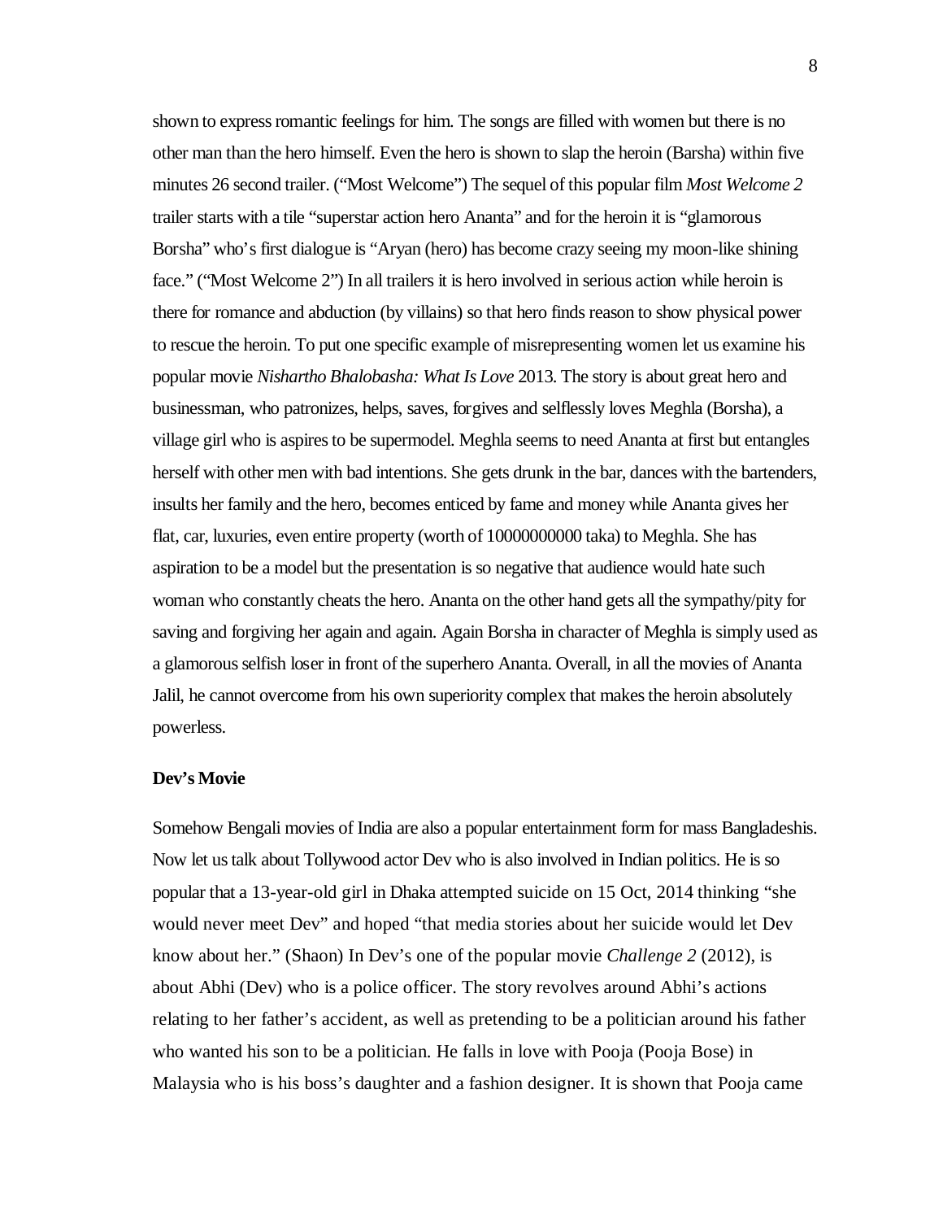shown to express romantic feelings for him. The songs are filled with women but there is no other man than the hero himself. Even the hero is shown to slap the heroin (Barsha) within five minutes 26 second trailer. ("Most Welcome") The sequel of this popular film *Most Welcome 2* trailer starts with a tile "superstar action hero Ananta" and for the heroin it is "glamorous Borsha" who's first dialogue is "Aryan (hero) has become crazy seeing my moon-like shining face." ("Most Welcome 2") In all trailers it is hero involved in serious action while heroin is there for romance and abduction (by villains) so that hero finds reason to show physical power to rescue the heroin. To put one specific example of misrepresenting women let us examine his popular movie *Nishartho Bhalobasha: What Is Love* 2013. The story is about great hero and businessman, who patronizes, helps, saves, forgives and selflessly loves Meghla (Borsha), a village girl who is aspires to be supermodel. Meghla seems to need Ananta at first but entangles herself with other men with bad intentions. She gets drunk in the bar, dances with the bartenders, insults her family and the hero, becomes enticed by fame and money while Ananta gives her flat, car, luxuries, even entire property (worth of 10000000000 taka) to Meghla. She has aspiration to be a model but the presentation is so negative that audience would hate such woman who constantly cheats the hero. Ananta on the other hand gets all the sympathy/pity for saving and forgiving her again and again. Again Borsha in character of Meghla is simply used as a glamorous selfish loser in front of the superhero Ananta. Overall, in all the movies of Ananta Jalil, he cannot overcome from his own superiority complex that makes the heroin absolutely powerless.

**Dev's Movie**

Somehow Bengali movies of India are also a popular entertainment form for mass Bangladeshis. Now let us talk about Tollywood actor Dev who is also involved in Indian politics. He is so popular that a 13-year-old girl in Dhaka attempted suicide on 15 Oct, 2014 thinking "she would never meet Dev" and hoped "that media stories about her suicide would let Dev know about her." (Shaon) In Dev's one of the popular movie *Challenge 2* (2012), is about Abhi (Dev) who is a police officer. The story revolves around Abhi's actions relating to her father's accident, as well as pretending to be a politician around his father who wanted his son to be a politician. He falls in love with Pooja (Pooja Bose) in Malaysia who is his boss's daughter and a fashion designer. It is shown that Pooja came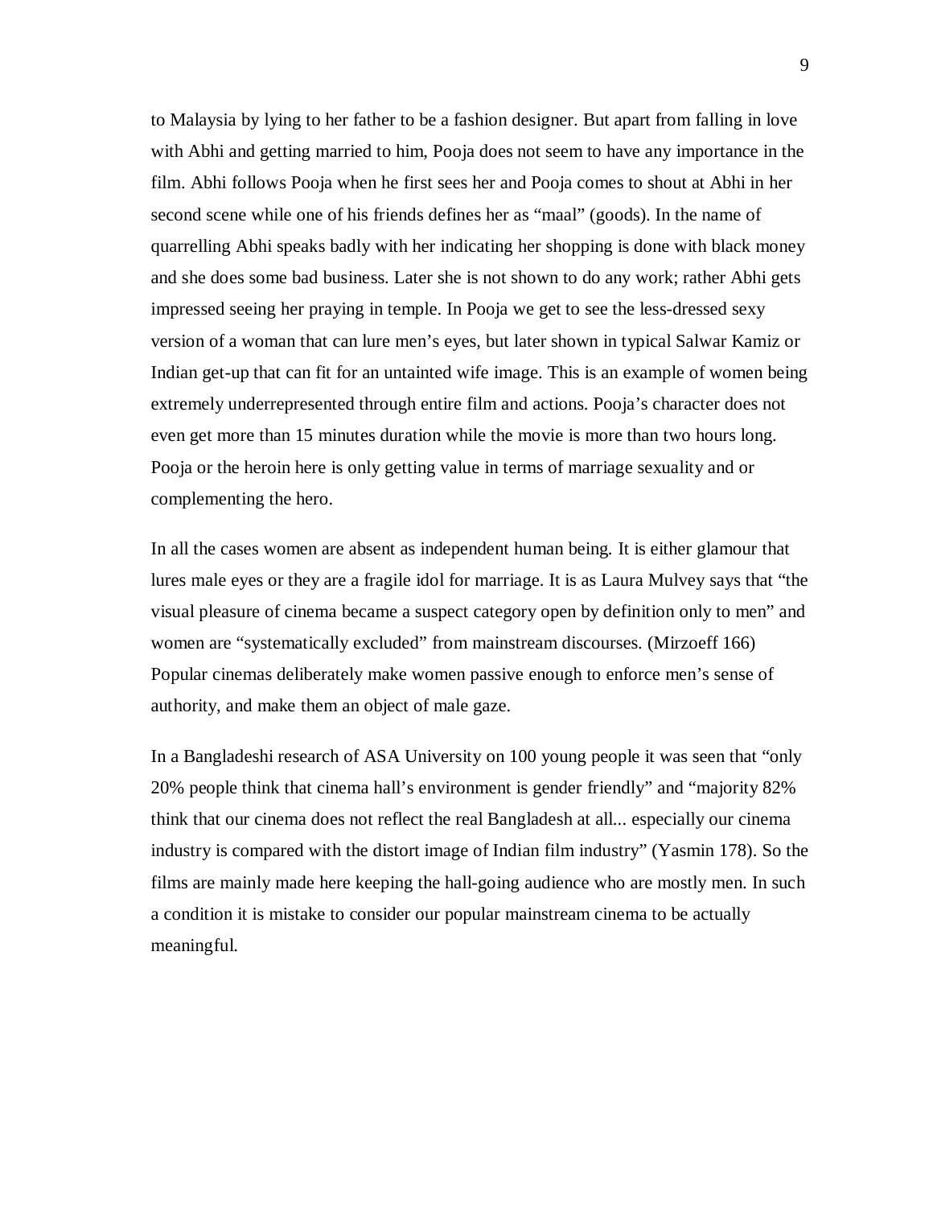to Malaysia by lying to her father to be a fashion designer. But apart from falling in love with Abhi and getting married to him, Pooja does not seem to have any importance in the film. Abhi follows Pooja when he first sees her and Pooja comes to shout at Abhi in her second scene while one of his friends defines her as "maal" (goods). In the name of quarrelling Abhi speaks badly with her indicating her shopping is done with black money and she does some bad business. Later she is not shown to do any work; rather Abhi gets impressed seeing her praying in temple. In Pooja we get to see the less-dressed sexy version of a woman that can lure men's eyes, but later shown in typical Salwar Kamiz or Indian get-up that can fit for an untainted wife image. This is an example of women being extremely underrepresented through entire film and actions. Pooja's character does not even get more than 15 minutes duration while the movie is more than two hours long. Pooja or the heroin here is only getting value in terms of marriage sexuality and or complementing the hero.

In all the cases women are absent as independent human being. It is either glamour that lures male eyes or they are a fragile idol for marriage. It is as Laura Mulvey says that "the visual pleasure of cinema became a suspect category open by definition only to men" and women are "systematically excluded" from mainstream discourses. (Mirzoeff 166) Popular cinemas deliberately make women passive enough to enforce men's sense of authority, and make them an object of male gaze.

In a Bangladeshi research of ASA University on 100 young people it was seen that "only 20% people think that cinema hall's environment is gender friendly" and "majority 82% think that our cinema does not reflect the real Bangladesh at all... especially our cinema industry is compared with the distort image of Indian film industry" (Yasmin 178). So the films are mainly made here keeping the hall-going audience who are mostly men. In such a condition it is mistake to consider our popular mainstream cinema to be actually meaningful.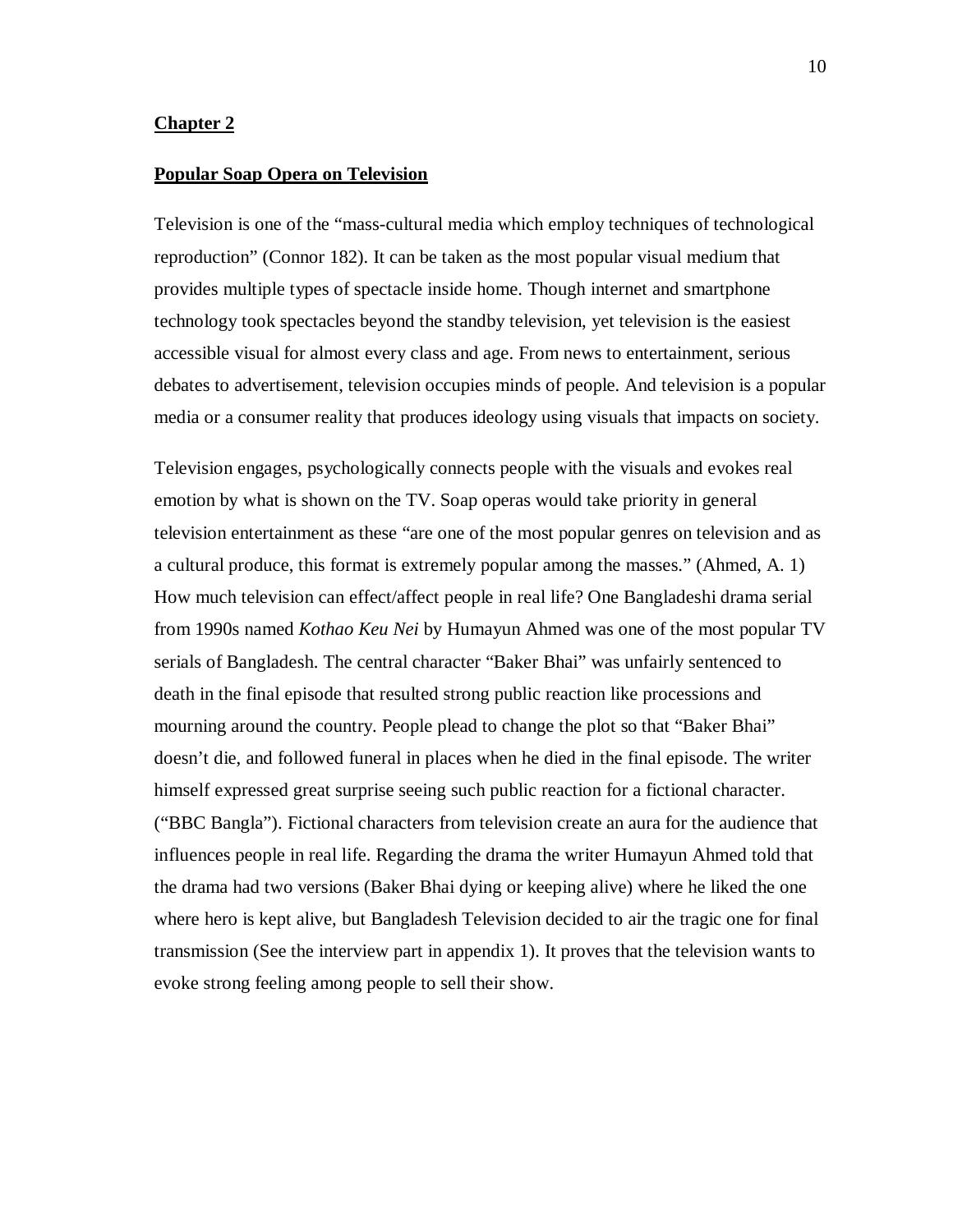## Chapter 2

### Popular Soap Opera on Television

Television is one of the "mass-cultural media which employ techniques of technological reproduction" (Connor 182). It can be taken as the most popular visual medium that provides multiple types of spectacle inside home. Though internet and smartphone technology took spectacles beyond the standby television, yet television is the easiest accessible visual for almost every class and age. From news to entertainment, serious debates to advertisement, television occupies minds of people. And television is a popular media or a consumer reality that produces ideology using visuals that impacts on society.

Television engages, psychologically connects people with the visuals and evokes real emotion by what is shown on the TV. Soap operas would take priority in general television entertainment as these "are one of the most popular genres on television and as a cultural produce, this format is extremely popular among the masses." (Ahmed, A. 1) How much television can effect/affect people in real life? One Bangladeshi drama serial from 1990s named *Kothao Keu Nei* by Humayun Ahmed was one of the most popular TV serials of Bangladesh. The central character "Baker Bhai" was unfairly sentenced to death in the final episode that resulted strong public reaction like processions and mourning around the country. People plead to change the plot so that "Baker Bhai" doesn't die, and followed funeral in places when he died in the final episode. The writer himself expressed great surprise seeing such public reaction for a fictional character. ("BBC Bangla"). Fictional characters from television create an aura for the audience that influences people in real life. Regarding the drama the writer Humayun Ahmed told that the drama had two versions (Baker Bhai dying or keeping alive) where he liked the one where hero is kept alive, but Bangladesh Television decided to air the tragic one for final transmission (See the interview part in appendix 1). It proves that the television wants to evoke strong feeling among people to sell their show.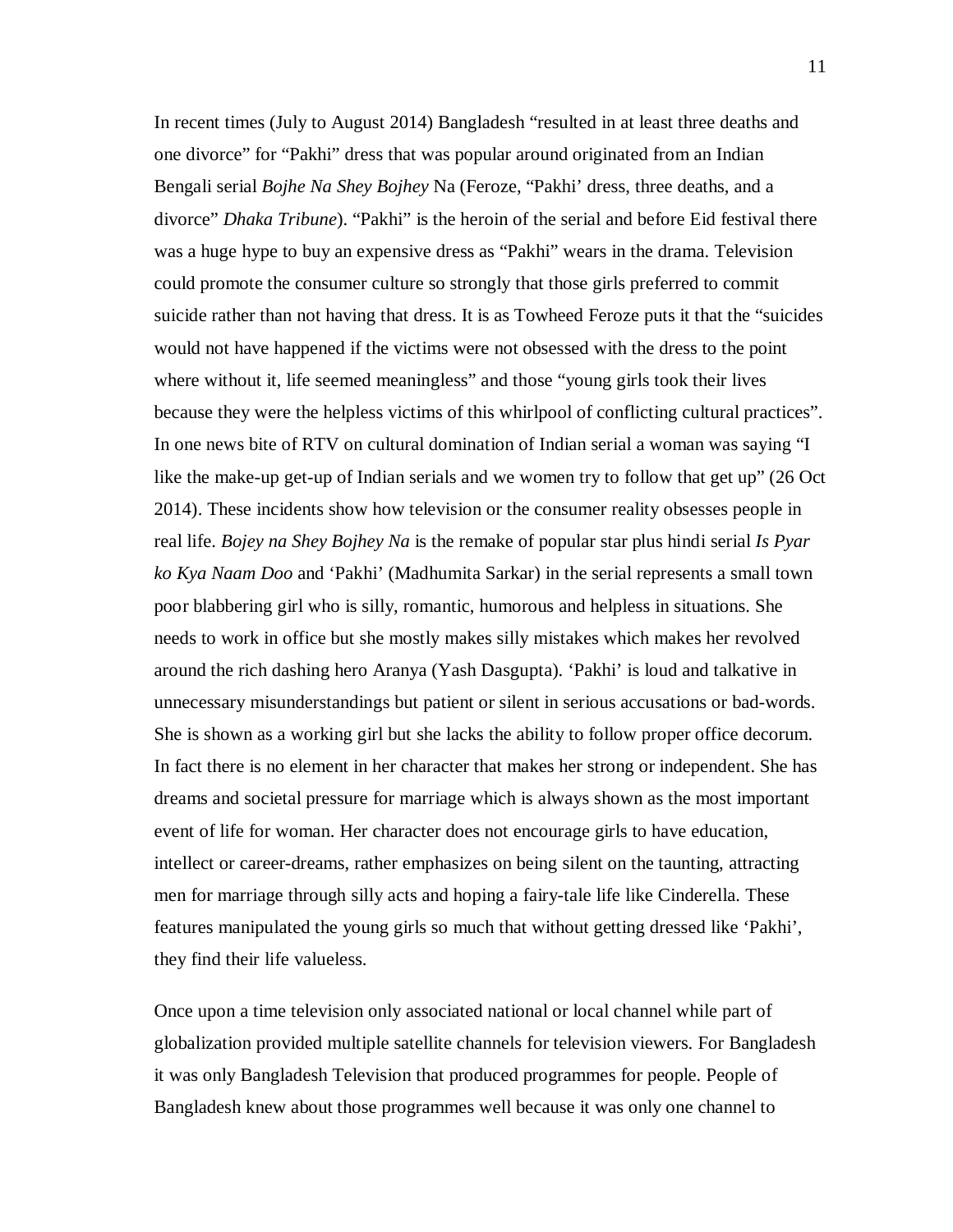In recent times (July to August 2014) Bangladesh "resulted in at least three deaths and one divorce" for "Pakhi" dress that was popular around originated from an Indian Bengali serial *Bojhe Na Shey Bojhey* Na (Feroze, "Pakhi' dress, three deaths, and a divorce" *Dhaka Tribune*). "Pakhi" is the heroin of the serial and before Eid festival there was a huge hype to buy an expensive dress as "Pakhi" wears in the drama. Television could promote the consumer culture so strongly that those girls preferred to commit suicide rather than not having that dress. It is as Towheed Feroze puts it that the "suicides would not have happened if the victims were not obsessed with the dress to the point where without it, life seemed meaningless" and those "young girls took their lives because they were the helpless victims of this whirlpool of conflicting cultural practices". In one news bite of RTV on cultural domination of Indian serial a woman was saying "I like the make-up get-up of Indian serials and we women try to follow that get up" (26 Oct 2014). These incidents show how television or the consumer reality obsesses people in real life. *Bojey na Shey Bojhey Na* is the remake of popular star plus hindi serial *Is Pyar ko Kya Naam Doo* and 'Pakhi' (Madhumita Sarkar) in the serial represents a small town poor blabbering girl who is silly, romantic, humorous and helpless in situations. She needs to work in office but she mostly makes silly mistakes which makes her revolved around the rich dashing hero Aranya (Yash Dasgupta). 'Pakhi' is loud and talkative in unnecessary misunderstandings but patient or silent in serious accusations or bad-words. She is shown as a working girl but she lacks the ability to follow proper office decorum. In fact there is no element in her character that makes her strong or independent. She has dreams and societal pressure for marriage which is always shown as the most important event of life for woman. Her character does not encourage girls to have education, intellect or career-dreams, rather emphasizes on being silent on the taunting, attracting men for marriage through silly acts and hoping a fairy-tale life like Cinderella. These features manipulated the young girls so much that without getting dressed like 'Pakhi', they find their life valueless.

Once upon a time television only associated national or local channel while part of globalization provided multiple satellite channels for television viewers. For Bangladesh it was only Bangladesh Television that produced programmes for people. People of Bangladesh knew about those programmes well because it was only one channel to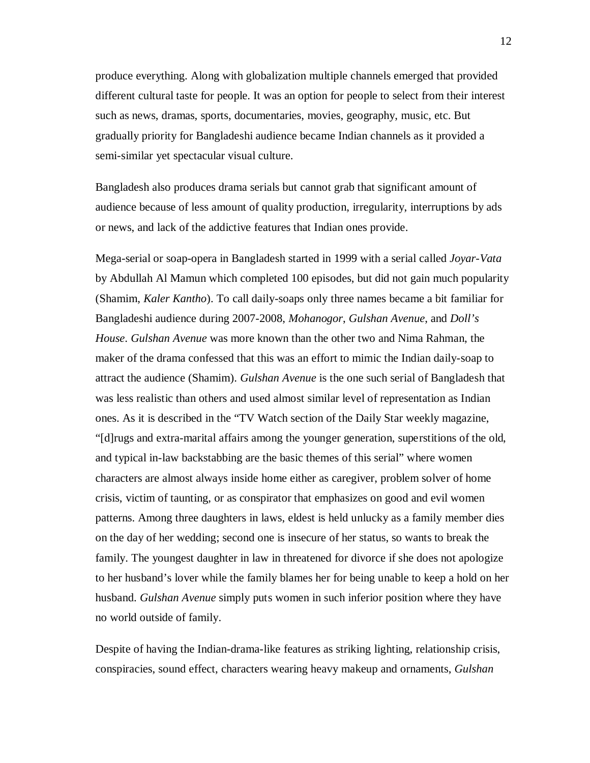produce everything. Along with globalization multiple channels emerged that provided different cultural taste for people. It was an option for people to select from their interest such as news, dramas, sports, documentaries, movies, geography, music, etc. But gradually priority for Bangladeshi audience became Indian channels as it provided a semi-similar yet spectacular visual culture.

Bangladesh also produces drama serials but cannot grab that significant amount of audience because of less amount of quality production, irregularity, interruptions by ads or news, and lack of the addictive features that Indian ones provide.

Mega-serial or soap-opera in Bangladesh started in 1999 with a serial called *Joyar-Vata* by Abdullah Al Mamun which completed 100 episodes, but did not gain much popularity (Shamim, *Kaler Kantho*). To call daily-soaps only three names became a bit familiar for Bangladeshi audience during 2007-2008, *Mohanogor*, *Gulshan Avenue*, and *Doll's House*. *Gulshan Avenue* was more known than the other two and Nima Rahman, the maker of the drama confessed that this was an effort to mimic the Indian daily-soap to attract the audience (Shamim). *Gulshan Avenue* is the one such serial of Bangladesh that was less realistic than others and used almost similar level of representation as Indian ones. As it is described in the "TV Watch section of the Daily Star weekly magazine, "[d]rugs and extra-marital affairs among the younger generation, superstitions of the old, and typical in-law backstabbing are the basic themes of this serial" where women characters are almost always inside home either as caregiver, problem solver of home crisis, victim of taunting, or as conspirator that emphasizes on good and evil women patterns. Among three daughters in laws, eldest is held unlucky as a family member dies on the day of her wedding; second one is insecure of her status, so wants to break the family. The youngest daughter in law in threatened for divorce if she does not apologize to her husband's lover while the family blames her for being unable to keep a hold on her husband. *Gulshan Avenue* simply puts women in such inferior position where they have no world outside of family.

Despite of having the Indian-drama-like features as striking lighting, relationship crisis, conspiracies, sound effect, characters wearing heavy makeup and ornaments, *Gulshan*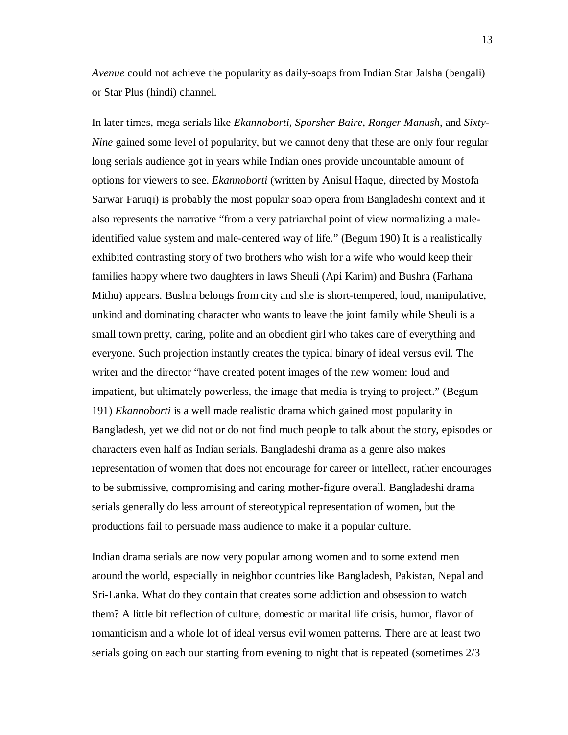*Avenue* could not achieve the popularity as daily-soaps from Indian Star Jalsha (bengali) or Star Plus (hindi) channel.

In later times, mega serials like *Ekannoborti*, *Sporsher Baire*, *Ronger Manush*, and *Sixty-Nine* gained some level of popularity, but we cannot deny that these are only four regular long serials audience got in years while Indian ones provide uncountable amount of options for viewers to see. *Ekannoborti* (written by Anisul Haque, directed by Mostofa Sarwar Faruqi) is probably the most popular soap opera from Bangladeshi context and it also represents the narrative "from a very patriarchal point of view normalizing a male-identified value system and male-centered way of life." (Begum 190) It is a realistically exhibited contrasting story of two brothers who wish for a wife who would keep their families happy where two daughters in laws Sheuli (Api Karim) and Bushra (Farhana Mithu) appears. Bushra belongs from city and she is short-tempered, loud, manipulative, unkind and dominating character who wants to leave the joint family while Sheuli is a small town pretty, caring, polite and an obedient girl who takes care of everything and everyone. Such projection instantly creates the typical binary of ideal versus evil. The writer and the director "have created potent images of the new women: loud and impatient, but ultimately powerless, the image that media is trying to project." (Begum 191) *Ekannoborti* is a well made realistic drama which gained most popularity in Bangladesh, yet we did not or do not find much people to talk about the story, episodes or characters even half as Indian serials. Bangladeshi drama as a genre also makes representation of women that does not encourage for career or intellect, rather encourages to be submissive, compromising and caring mother-figure overall. Bangladeshi drama serials generally do less amount of stereotypical representation of women, but the productions fail to persuade mass audience to make it a popular culture.

Indian drama serials are now very popular among women and to some extend men around the world, especially in neighbor countries like Bangladesh, Pakistan, Nepal and Sri-Lanka. What do they contain that creates some addiction and obsession to watch them? A little bit reflection of culture, domestic or marital life crisis, humor, flavor of romanticism and a whole lot of ideal versus evil women patterns. There are at least two serials going on each our starting from evening to night that is repeated (sometimes 2/3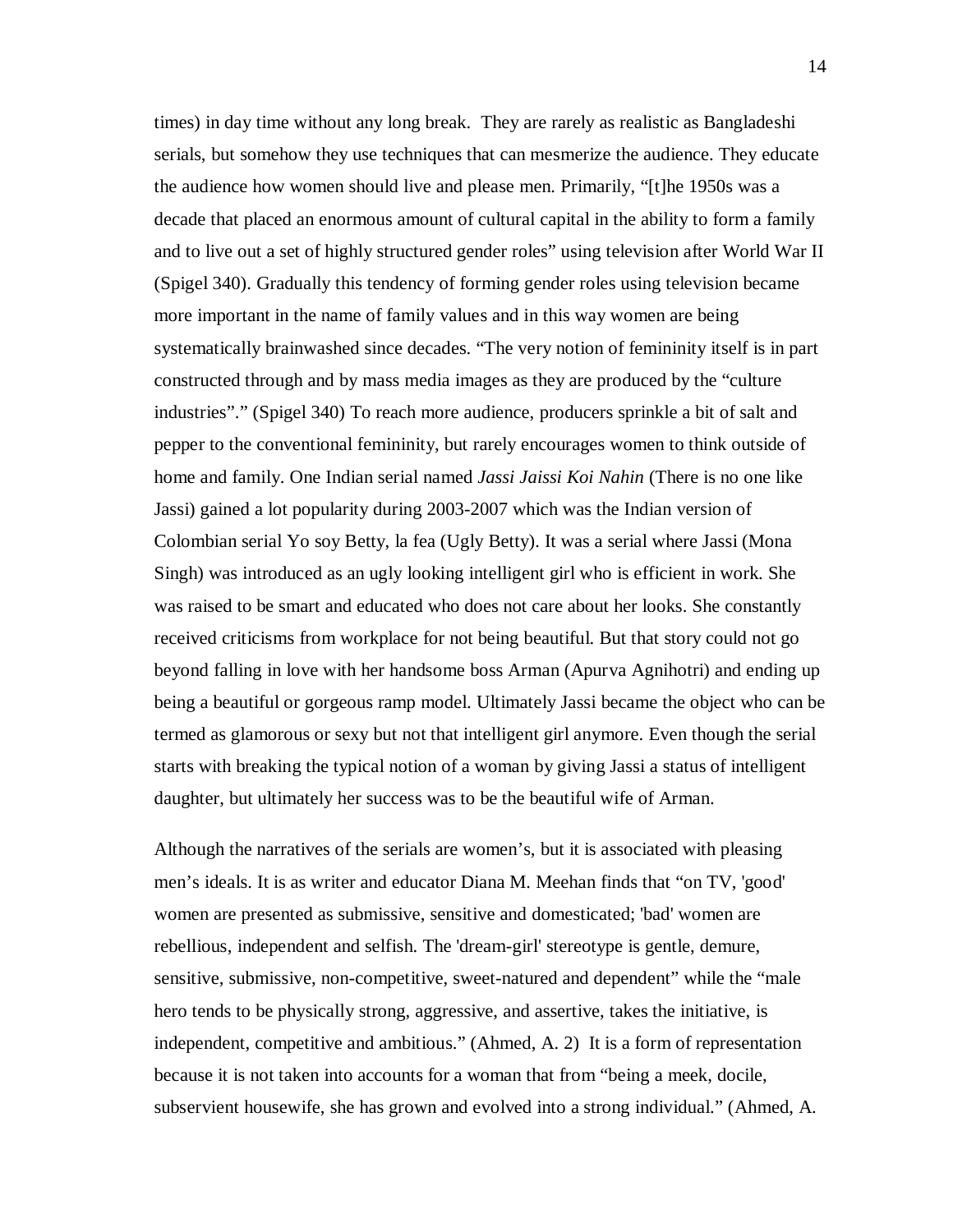times) in day time without any long break. They are rarely as realistic as Bangladeshi serials, but somehow they use techniques that can mesmerize the audience. They educate the audience how women should live and please men. Primarily, "[t]he 1950s was a decade that placed an enormous amount of cultural capital in the ability to form a family and to live out a set of highly structured gender roles" using television after World War II (Spigel 340). Gradually this tendency of forming gender roles using television became more important in the name of family values and in this way women are being systematically brainwashed since decades. "The very notion of femininity itself is in part constructed through and by mass media images as they are produced by the "culture industries"." (Spigel 340) To reach more audience, producers sprinkle a bit of salt and pepper to the conventional femininity, but rarely encourages women to think outside of home and family. One Indian serial named *Jassi Jaissi Koi Nahin* (There is no one like Jassi) gained a lot popularity during 2003-2007 which was the Indian version of Colombian serial Yo soy Betty, la fea (Ugly Betty). It was a serial where Jassi (Mona Singh) was introduced as an ugly looking intelligent girl who is efficient in work. She was raised to be smart and educated who does not care about her looks. She constantly received criticisms from workplace for not being beautiful. But that story could not go beyond falling in love with her handsome boss Arman (Apurva Agnihotri) and ending up being a beautiful or gorgeous ramp model. Ultimately Jassi became the object who can be termed as glamorous or sexy but not that intelligent girl anymore. Even though the serial starts with breaking the typical notion of a woman by giving Jassi a status of intelligent daughter, but ultimately her success was to be the beautiful wife of Arman.

Although the narratives of the serials are women's, but it is associated with pleasing men's ideals. It is as writer and educator Diana M. Meehan finds that "on TV, 'good' women are presented as submissive, sensitive and domesticated; 'bad' women are rebellious, independent and selfish. The 'dream-girl' stereotype is gentle, demure, sensitive, submissive, non-competitive, sweet-natured and dependent" while the "male hero tends to be physically strong, aggressive, and assertive, takes the initiative, is independent, competitive and ambitious." (Ahmed, A. 2) It is a form of representation because it is not taken into accounts for a woman that from "being a meek, docile, subservient housewife, she has grown and evolved into a strong individual." (Ahmed, A.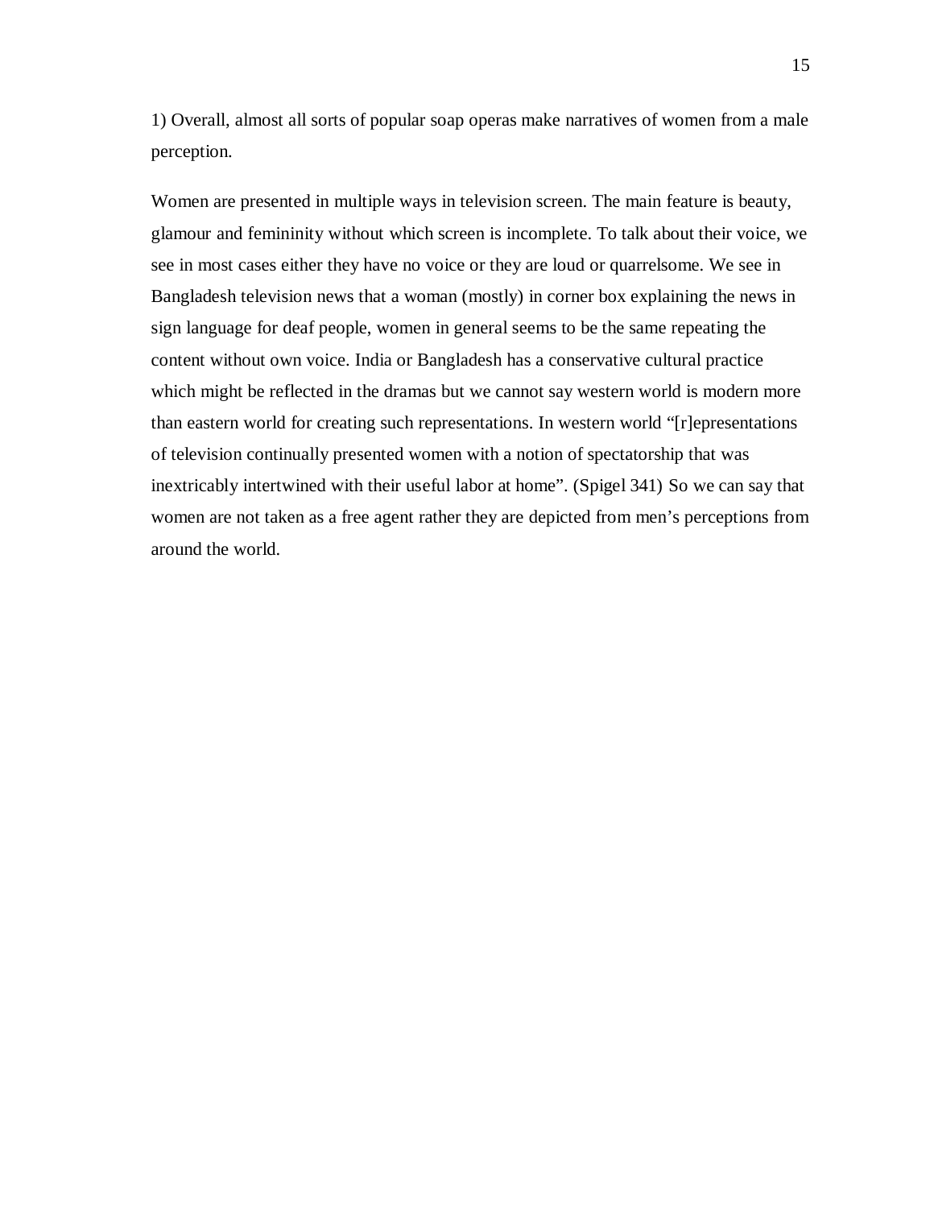1) Overall, almost all sorts of popular soap operas make narratives of women from a male perception.

Women are presented in multiple ways in television screen. The main feature is beauty, glamour and femininity without which screen is incomplete. To talk about their voice, we see in most cases either they have no voice or they are loud or quarrelsome. We see in Bangladesh television news that a woman (mostly) in corner box explaining the news in sign language for deaf people, women in general seems to be the same repeating the content without own voice. India or Bangladesh has a conservative cultural practice which might be reflected in the dramas but we cannot say western world is modern more than eastern world for creating such representations. In western world "[r]epresentations of television continually presented women with a notion of spectatorship that was inextricably intertwined with their useful labor at home". (Spigel 341) So we can say that women are not taken as a free agent rather they are depicted from men's perceptions from around the world.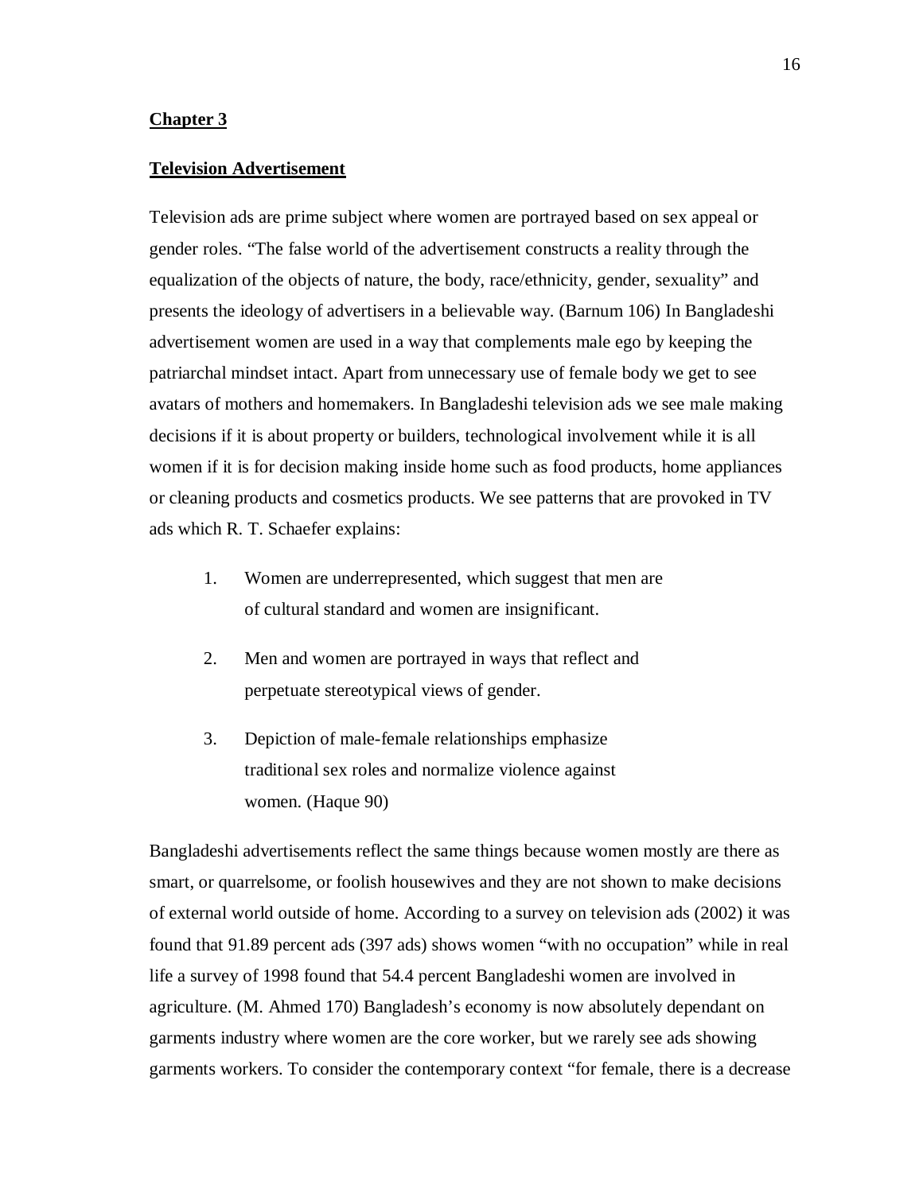**Chapter 3**

**Television Advertisement**

Television ads are prime subject where women are portrayed based on sex appeal or gender roles. "The false world of the advertisement constructs a reality through the equalization of the objects of nature, the body, race/ethnicity, gender, sexuality" and presents the ideology of advertisers in a believable way. (Barnum 106) In Bangladeshi advertisement women are used in a way that complements male ego by keeping the patriarchal mindset intact. Apart from unnecessary use of female body we get to see avatars of mothers and homemakers. In Bangladeshi television ads we see male making decisions if it is about property or builders, technological involvement while it is all women if it is for decision making inside home such as food products, home appliances or cleaning products and cosmetics products. We see patterns that are provoked in TV ads which R. T. Schaefer explains:

1. Women are underrepresented, which suggest that men are of cultural standard and women are insignificant.
2. Men and women are portrayed in ways that reflect and perpetuate stereotypical views of gender.
3. Depiction of male-female relationships emphasize traditional sex roles and normalize violence against women. (Haque 90)

Bangladeshi advertisements reflect the same things because women mostly are there as smart, or quarrelsome, or foolish housewives and they are not shown to make decisions of external world outside of home. According to a survey on television ads (2002) it was found that 91.89 percent ads (397 ads) shows women "with no occupation" while in real life a survey of 1998 found that 54.4 percent Bangladeshi women are involved in agriculture. (M. Ahmed 170) Bangladesh's economy is now absolutely dependant on garments industry where women are the core worker, but we rarely see ads showing garments workers. To consider the contemporary context "for female, there is a decrease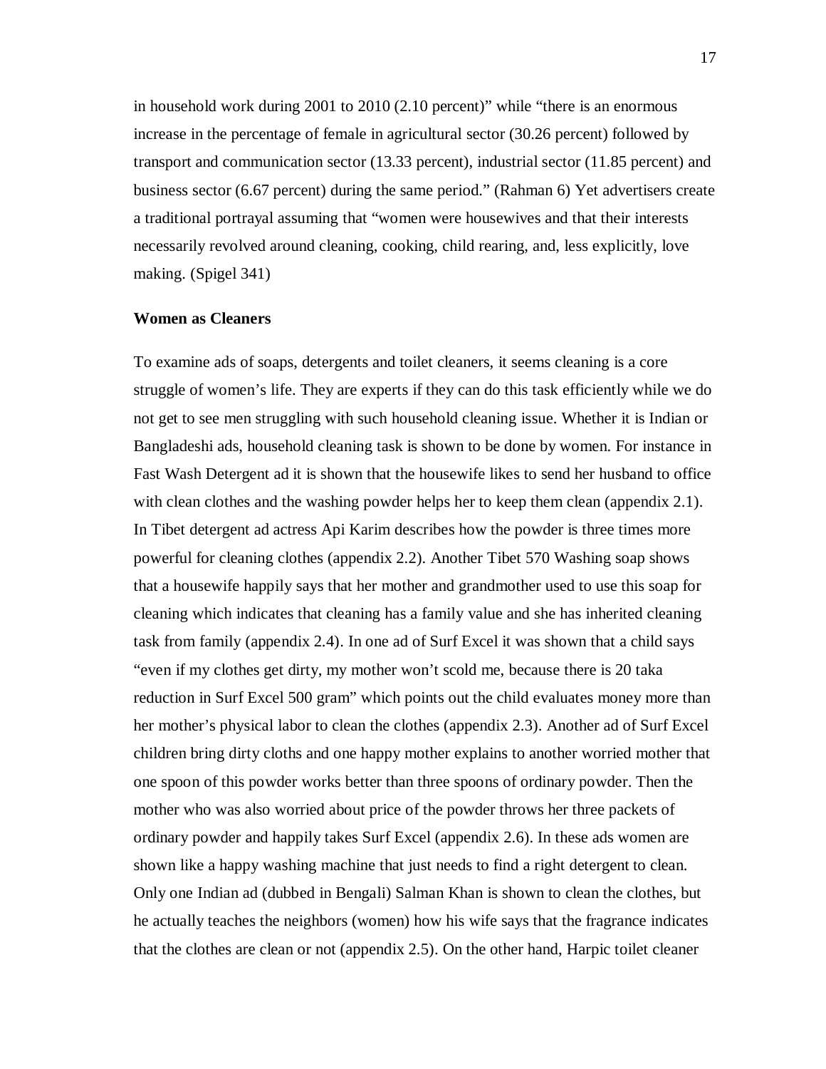in household work during 2001 to 2010 (2.10 percent)" while "there is an enormous increase in the percentage of female in agricultural sector (30.26 percent) followed by transport and communication sector (13.33 percent), industrial sector (11.85 percent) and business sector (6.67 percent) during the same period." (Rahman 6) Yet advertisers create a traditional portrayal assuming that "women were housewives and that their interests necessarily revolved around cleaning, cooking, child rearing, and, less explicitly, love making. (Spigel 341)

**Women as Cleaners**

To examine ads of soaps, detergents and toilet cleaners, it seems cleaning is a core struggle of women's life. They are experts if they can do this task efficiently while we do not get to see men struggling with such household cleaning issue. Whether it is Indian or Bangladeshi ads, household cleaning task is shown to be done by women. For instance in Fast Wash Detergent ad it is shown that the housewife likes to send her husband to office with clean clothes and the washing powder helps her to keep them clean (appendix 2.1). In Tibet detergent ad actress Api Karim describes how the powder is three times more powerful for cleaning clothes (appendix 2.2). Another Tibet 570 Washing soap shows that a housewife happily says that her mother and grandmother used to use this soap for cleaning which indicates that cleaning has a family value and she has inherited cleaning task from family (appendix 2.4). In one ad of Surf Excel it was shown that a child says "even if my clothes get dirty, my mother won't scold me, because there is 20 taka reduction in Surf Excel 500 gram" which points out the child evaluates money more than her mother's physical labor to clean the clothes (appendix 2.3). Another ad of Surf Excel children bring dirty cloths and one happy mother explains to another worried mother that one spoon of this powder works better than three spoons of ordinary powder. Then the mother who was also worried about price of the powder throws her three packets of ordinary powder and happily takes Surf Excel (appendix 2.6). In these ads women are shown like a happy washing machine that just needs to find a right detergent to clean. Only one Indian ad (dubbed in Bengali) Salman Khan is shown to clean the clothes, but he actually teaches the neighbors (women) how his wife says that the fragrance indicates that the clothes are clean or not (appendix 2.5). On the other hand, Harpic toilet cleaner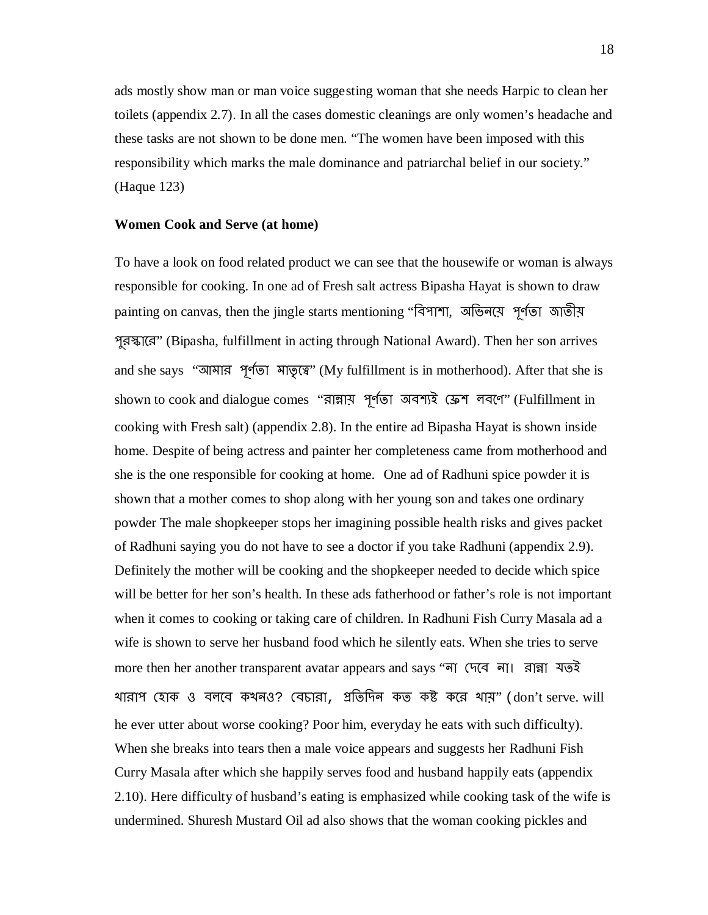ads mostly show man or man voice suggesting woman that she needs Harpic to clean her toilets (appendix 2.7). In all the cases domestic cleanings are only women's headache and these tasks are not shown to be done men. "The women have been imposed with this responsibility which marks the male dominance and patriarchal belief in our society." (Haque 123)

**Women Cook and Serve (at home)**

To have a look on food related product we can see that the housewife or woman is always responsible for cooking. In one ad of Fresh salt actress Bipasha Hayat is shown to draw painting on canvas, then the jingle starts mentioning "বিপাশা, অভিনয়ে পূর্ণতা জাতীয় পুরস্কারে" (Bipasha, fulfillment in acting through National Award). Then her son arrives and she says "আমার পূর্ণতা মাতৃত্বে" (My fulfillment is in motherhood). After that she is shown to cook and dialogue comes "রান্নায় পূর্ণতা অবশ্যই ফ্রেশ লবণে" (Fulfillment in cooking with Fresh salt) (appendix 2.8). In the entire ad Bipasha Hayat is shown inside home. Despite of being actress and painter her completeness came from motherhood and she is the one responsible for cooking at home. One ad of Radhuni spice powder it is shown that a mother comes to shop along with her young son and takes one ordinary powder The male shopkeeper stops her imagining possible health risks and gives packet of Radhuni saying you do not have to see a doctor if you take Radhuni (appendix 2.9). Definitely the mother will be cooking and the shopkeeper needed to decide which spice will be better for her son's health. In these ads fatherhood or father's role is not important when it comes to cooking or taking care of children. In Radhuni Fish Curry Masala ad a wife is shown to serve her husband food which he silently eats. When she tries to serve more then her another transparent avatar appears and says "না দেবে না। রান্না যতই খারাপ হোক ও বলবে কখনও? বেচারা, প্রতিদিন কত কষ্ট করে খায়" (don't serve. will he ever utter about worse cooking? Poor him, everyday he eats with such difficulty). When she breaks into tears then a male voice appears and suggests her Radhuni Fish Curry Masala after which she happily serves food and husband happily eats (appendix 2.10). Here difficulty of husband's eating is emphasized while cooking task of the wife is undermined. Shuresh Mustard Oil ad also shows that the woman cooking pickles and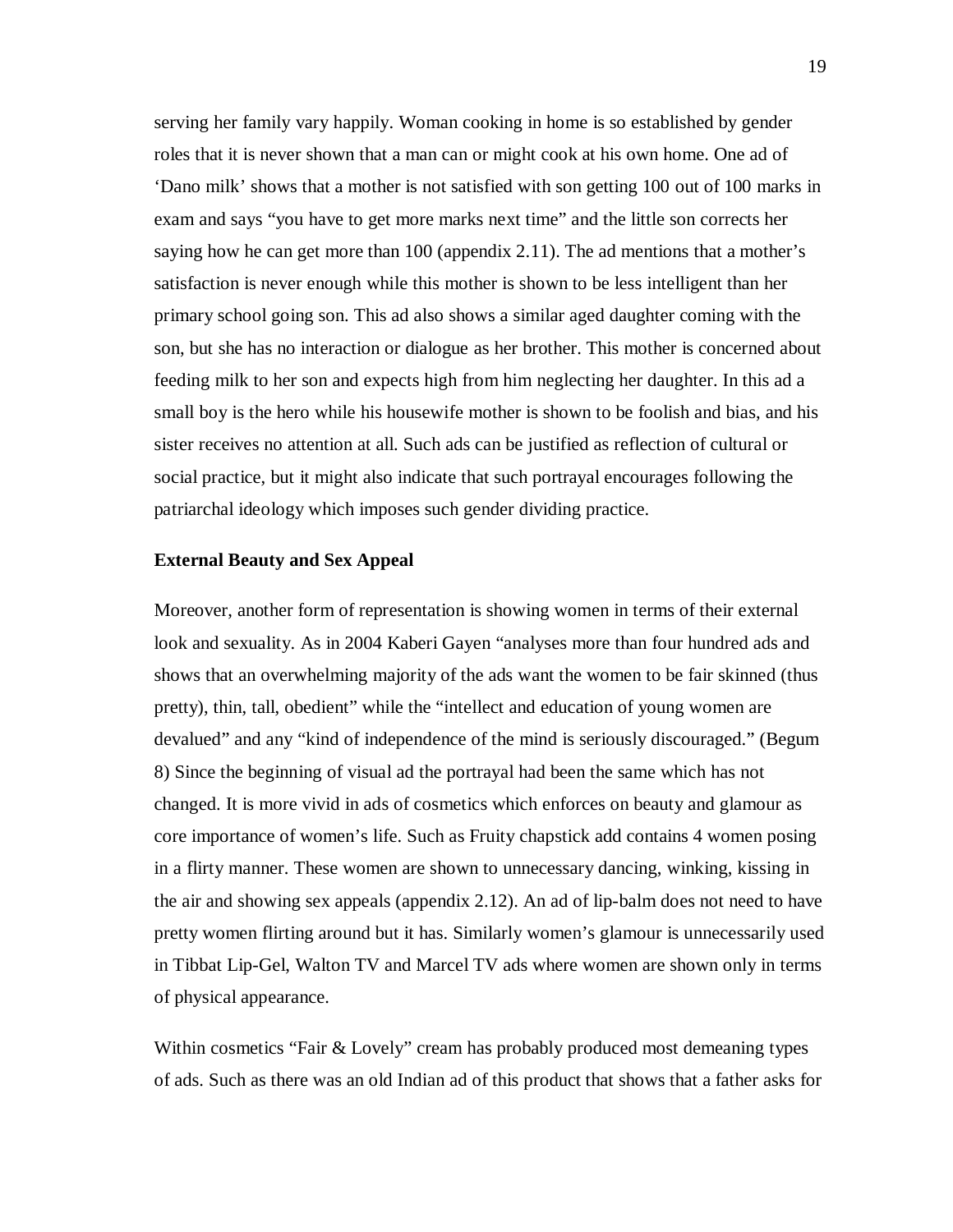serving her family vary happily. Woman cooking in home is so established by gender roles that it is never shown that a man can or might cook at his own home. One ad of 'Dano milk' shows that a mother is not satisfied with son getting 100 out of 100 marks in exam and says "you have to get more marks next time" and the little son corrects her saying how he can get more than 100 (appendix 2.11). The ad mentions that a mother's satisfaction is never enough while this mother is shown to be less intelligent than her primary school going son. This ad also shows a similar aged daughter coming with the son, but she has no interaction or dialogue as her brother. This mother is concerned about feeding milk to her son and expects high from him neglecting her daughter. In this ad a small boy is the hero while his housewife mother is shown to be foolish and bias, and his sister receives no attention at all. Such ads can be justified as reflection of cultural or social practice, but it might also indicate that such portrayal encourages following the patriarchal ideology which imposes such gender dividing practice.

**External Beauty and Sex Appeal**

Moreover, another form of representation is showing women in terms of their external look and sexuality. As in 2004 Kaberi Gayen "analyses more than four hundred ads and shows that an overwhelming majority of the ads want the women to be fair skinned (thus pretty), thin, tall, obedient" while the "intellect and education of young women are devalued" and any "kind of independence of the mind is seriously discouraged." (Begum 8) Since the beginning of visual ad the portrayal had been the same which has not changed. It is more vivid in ads of cosmetics which enforces on beauty and glamour as core importance of women's life. Such as Fruity chapstick add contains 4 women posing in a flirty manner. These women are shown to unnecessary dancing, winking, kissing in the air and showing sex appeals (appendix 2.12). An ad of lip-balm does not need to have pretty women flirting around but it has. Similarly women's glamour is unnecessarily used in Tibbat Lip-Gel, Walton TV and Marcel TV ads where women are shown only in terms of physical appearance.

Within cosmetics "Fair & Lovely" cream has probably produced most demeaning types of ads. Such as there was an old Indian ad of this product that shows that a father asks for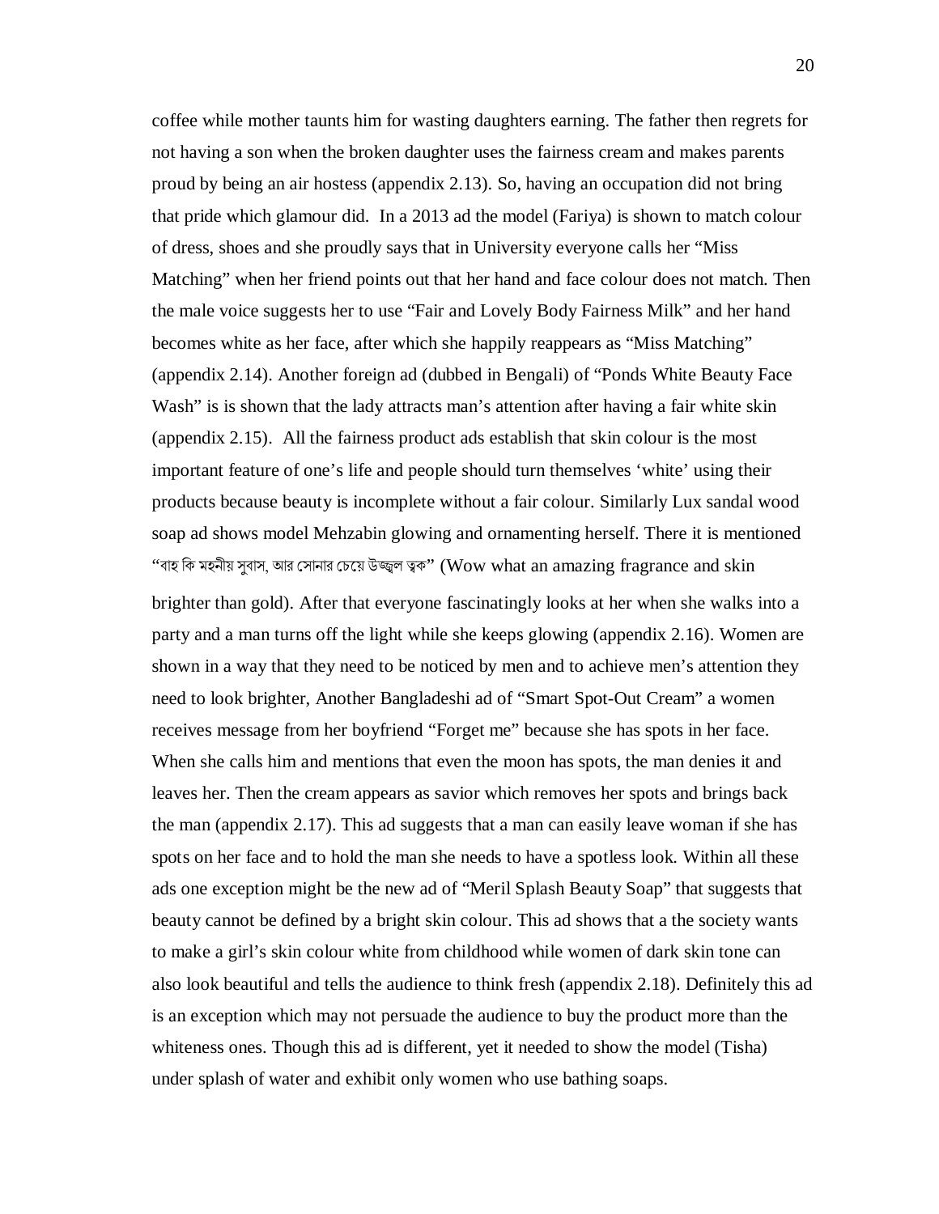coffee while mother taunts him for wasting daughters earning. The father then regrets for not having a son when the broken daughter uses the fairness cream and makes parents proud by being an air hostess (appendix 2.13). So, having an occupation did not bring that pride which glamour did. In a 2013 ad the model (Fariya) is shown to match colour of dress, shoes and she proudly says that in University everyone calls her "Miss Matching" when her friend points out that her hand and face colour does not match. Then the male voice suggests her to use "Fair and Lovely Body Fairness Milk" and her hand becomes white as her face, after which she happily reappears as "Miss Matching" (appendix 2.14). Another foreign ad (dubbed in Bengali) of "Ponds White Beauty Face Wash" is is shown that the lady attracts man's attention after having a fair white skin (appendix 2.15). All the fairness product ads establish that skin colour is the most important feature of one's life and people should turn themselves 'white' using their products because beauty is incomplete without a fair colour. Similarly Lux sandal wood soap ad shows model Mehzabin glowing and ornamenting herself. There it is mentioned "বাহ কি মহনীয় সুবাস, আর সোনার চেয়ে উজ্জ্বল ত্বক" (Wow what an amazing fragrance and skin brighter than gold). After that everyone fascinatingly looks at her when she walks into a party and a man turns off the light while she keeps glowing (appendix 2.16). Women are shown in a way that they need to be noticed by men and to achieve men's attention they need to look brighter, Another Bangladeshi ad of "Smart Spot-Out Cream" a women receives message from her boyfriend "Forget me" because she has spots in her face. When she calls him and mentions that even the moon has spots, the man denies it and leaves her. Then the cream appears as savior which removes her spots and brings back the man (appendix 2.17). This ad suggests that a man can easily leave woman if she has spots on her face and to hold the man she needs to have a spotless look. Within all these ads one exception might be the new ad of "Meril Splash Beauty Soap" that suggests that beauty cannot be defined by a bright skin colour. This ad shows that a the society wants to make a girl's skin colour white from childhood while women of dark skin tone can also look beautiful and tells the audience to think fresh (appendix 2.18). Definitely this ad is an exception which may not persuade the audience to buy the product more than the whiteness ones. Though this ad is different, yet it needed to show the model (Tisha) under splash of water and exhibit only women who use bathing soaps.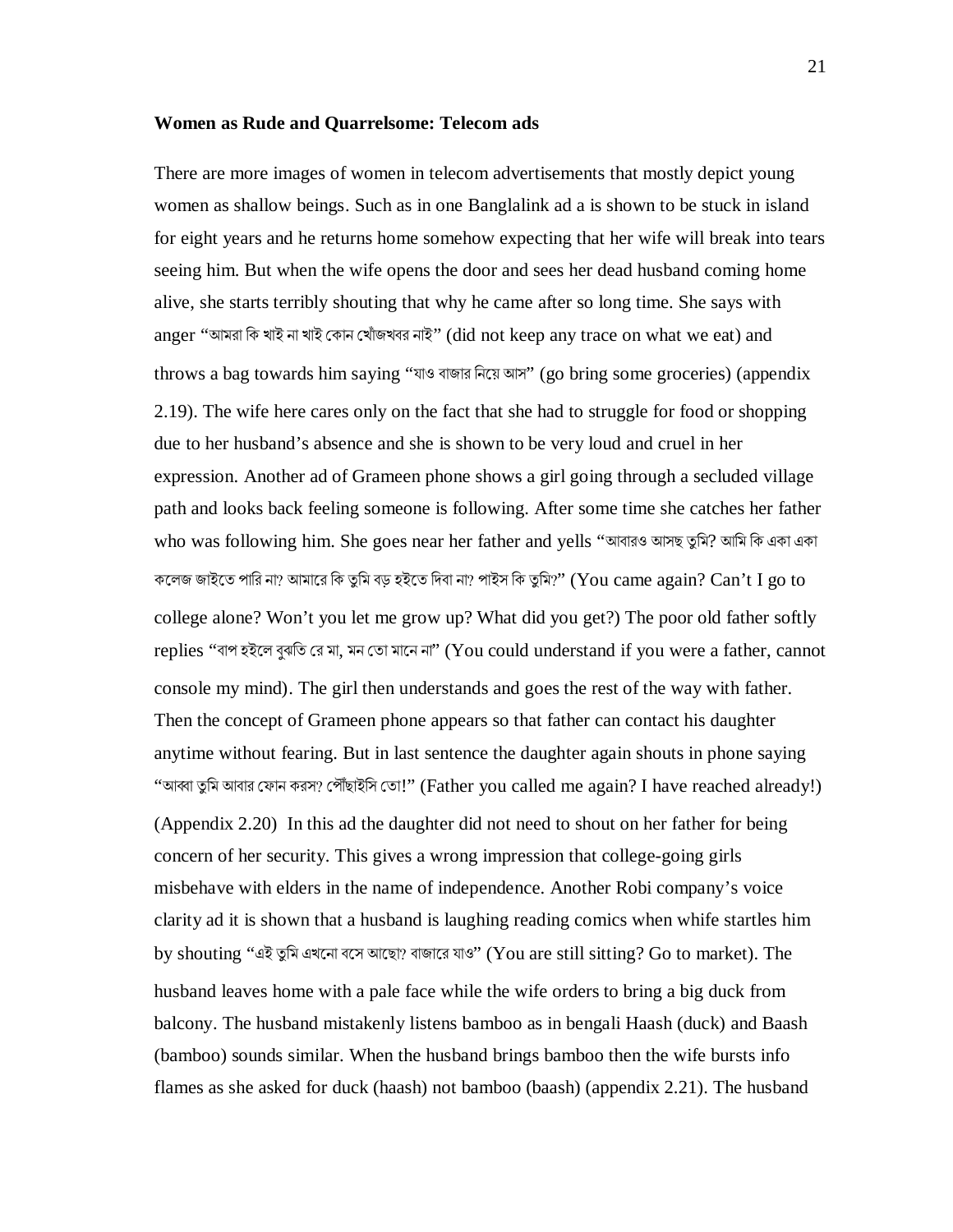**Women as Rude and Quarrelsome: Telecom ads**

There are more images of women in telecom advertisements that mostly depict young women as shallow beings. Such as in one Banglalink ad a is shown to be stuck in island for eight years and he returns home somehow expecting that her wife will break into tears seeing him. But when the wife opens the door and sees her dead husband coming home alive, she starts terribly shouting that why he came after so long time. She says with anger "আমরা কি খাই না খাই কোন খোঁজখবর নাই" (did not keep any trace on what we eat) and throws a bag towards him saying "যাও বাজার নিয়ে আস" (go bring some groceries) (appendix 2.19). The wife here cares only on the fact that she had to struggle for food or shopping due to her husband's absence and she is shown to be very loud and cruel in her expression. Another ad of Grameen phone shows a girl going through a secluded village path and looks back feeling someone is following. After some time she catches her father who was following him. She goes near her father and yells "আবারও আসছ তুমি? আমি কি একা একা কলেজ জাইতে পারি না? আমারে কি তুমি বড় হইতে দিবা না? পাইস কি তুমি?" (You came again? Can't I go to college alone? Won't you let me grow up? What did you get?) The poor old father softly replies "বাপ হইলে বুঝতি রে মা, মন তো মানে না" (You could understand if you were a father, cannot console my mind). The girl then understands and goes the rest of the way with father. Then the concept of Grameen phone appears so that father can contact his daughter anytime without fearing. But in last sentence the daughter again shouts in phone saying "আব্বা তুমি আবার ফোন করস? পৌঁছাইসি তো!" (Father you called me again? I have reached already!) (Appendix 2.20) In this ad the daughter did not need to shout on her father for being concern of her security. This gives a wrong impression that college-going girls misbehave with elders in the name of independence. Another Robi company's voice clarity ad it is shown that a husband is laughing reading comics when whife startles him by shouting "এই তুমি এখনো বসে আছো? বাজারে যাও" (You are still sitting? Go to market). The husband leaves home with a pale face while the wife orders to bring a big duck from balcony. The husband mistakenly listens bamboo as in bengali Haash (duck) and Baash (bamboo) sounds similar. When the husband brings bamboo then the wife bursts info flames as she asked for duck (haash) not bamboo (baash) (appendix 2.21). The husband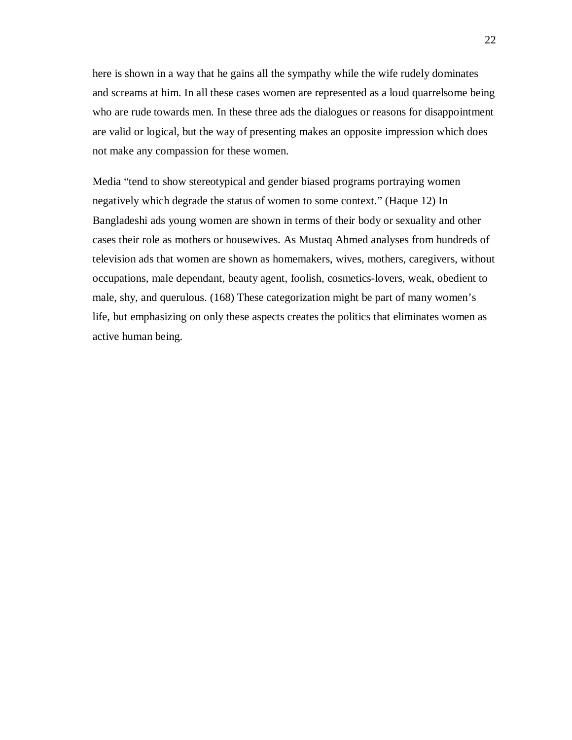here is shown in a way that he gains all the sympathy while the wife rudely dominates and screams at him. In all these cases women are represented as a loud quarrelsome being who are rude towards men. In these three ads the dialogues or reasons for disappointment are valid or logical, but the way of presenting makes an opposite impression which does not make any compassion for these women.

Media "tend to show stereotypical and gender biased programs portraying women negatively which degrade the status of women to some context." (Haque 12) In Bangladeshi ads young women are shown in terms of their body or sexuality and other cases their role as mothers or housewives. As Mustaq Ahmed analyses from hundreds of television ads that women are shown as homemakers, wives, mothers, caregivers, without occupations, male dependant, beauty agent, foolish, cosmetics-lovers, weak, obedient to male, shy, and querulous. (168) These categorization might be part of many women's life, but emphasizing on only these aspects creates the politics that eliminates women as active human being.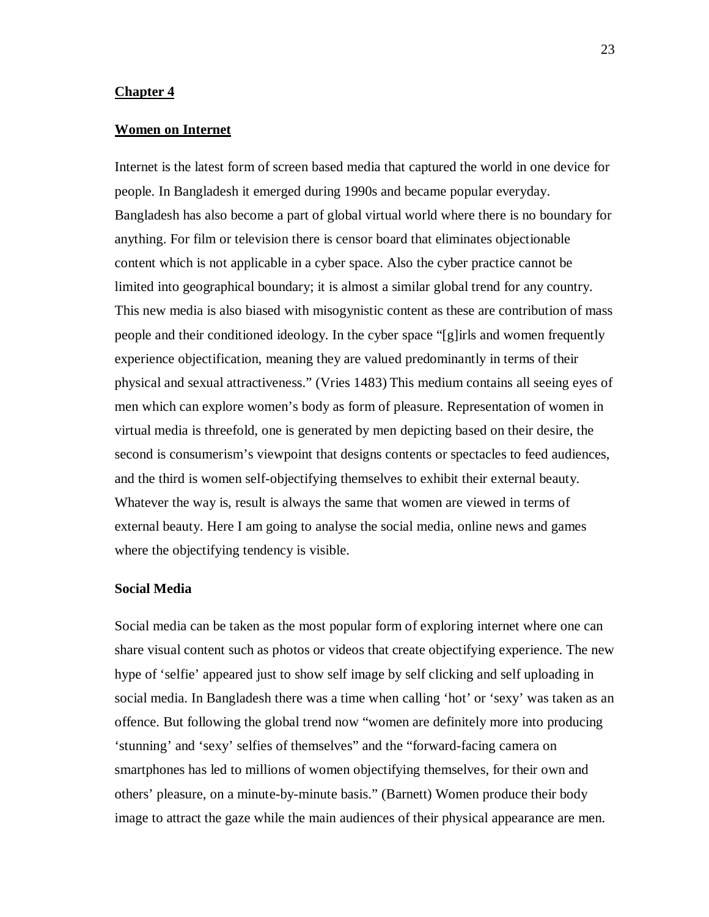## Chapter 4

## Women on Internet

Internet is the latest form of screen based media that captured the world in one device for people. In Bangladesh it emerged during 1990s and became popular everyday. Bangladesh has also become a part of global virtual world where there is no boundary for anything. For film or television there is censor board that eliminates objectionable content which is not applicable in a cyber space. Also the cyber practice cannot be limited into geographical boundary; it is almost a similar global trend for any country. This new media is also biased with misogynistic content as these are contribution of mass people and their conditioned ideology. In the cyber space "[g]irls and women frequently experience objectification, meaning they are valued predominantly in terms of their physical and sexual attractiveness." (Vries 1483) This medium contains all seeing eyes of men which can explore women's body as form of pleasure. Representation of women in virtual media is threefold, one is generated by men depicting based on their desire, the second is consumerism's viewpoint that designs contents or spectacles to feed audiences, and the third is women self-objectifying themselves to exhibit their external beauty. Whatever the way is, result is always the same that women are viewed in terms of external beauty. Here I am going to analyse the social media, online news and games where the objectifying tendency is visible.

### Social Media

Social media can be taken as the most popular form of exploring internet where one can share visual content such as photos or videos that create objectifying experience. The new hype of 'selfie' appeared just to show self image by self clicking and self uploading in social media. In Bangladesh there was a time when calling 'hot' or 'sexy' was taken as an offence. But following the global trend now "women are definitely more into producing 'stunning' and 'sexy' selfies of themselves" and the "forward-facing camera on smartphones has led to millions of women objectifying themselves, for their own and others' pleasure, on a minute-by-minute basis." (Barnett) Women produce their body image to attract the gaze while the main audiences of their physical appearance are men.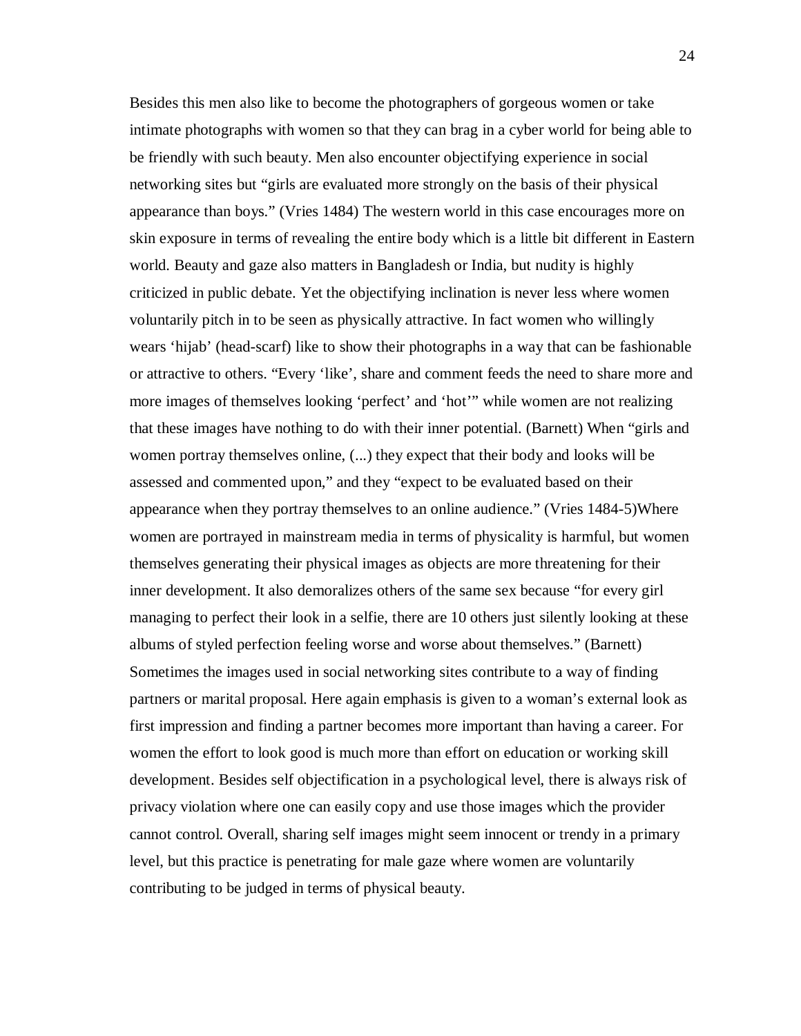Besides this men also like to become the photographers of gorgeous women or take intimate photographs with women so that they can brag in a cyber world for being able to be friendly with such beauty. Men also encounter objectifying experience in social networking sites but "girls are evaluated more strongly on the basis of their physical appearance than boys." (Vries 1484) The western world in this case encourages more on skin exposure in terms of revealing the entire body which is a little bit different in Eastern world. Beauty and gaze also matters in Bangladesh or India, but nudity is highly criticized in public debate. Yet the objectifying inclination is never less where women voluntarily pitch in to be seen as physically attractive. In fact women who willingly wears 'hijab' (head-scarf) like to show their photographs in a way that can be fashionable or attractive to others. "Every 'like', share and comment feeds the need to share more and more images of themselves looking 'perfect' and 'hot'" while women are not realizing that these images have nothing to do with their inner potential. (Barnett) When "girls and women portray themselves online, (...) they expect that their body and looks will be assessed and commented upon," and they "expect to be evaluated based on their appearance when they portray themselves to an online audience." (Vries 1484-5)Where women are portrayed in mainstream media in terms of physicality is harmful, but women themselves generating their physical images as objects are more threatening for their inner development. It also demoralizes others of the same sex because "for every girl managing to perfect their look in a selfie, there are 10 others just silently looking at these albums of styled perfection feeling worse and worse about themselves." (Barnett) Sometimes the images used in social networking sites contribute to a way of finding partners or marital proposal. Here again emphasis is given to a woman's external look as first impression and finding a partner becomes more important than having a career. For women the effort to look good is much more than effort on education or working skill development. Besides self objectification in a psychological level, there is always risk of privacy violation where one can easily copy and use those images which the provider cannot control. Overall, sharing self images might seem innocent or trendy in a primary level, but this practice is penetrating for male gaze where women are voluntarily contributing to be judged in terms of physical beauty.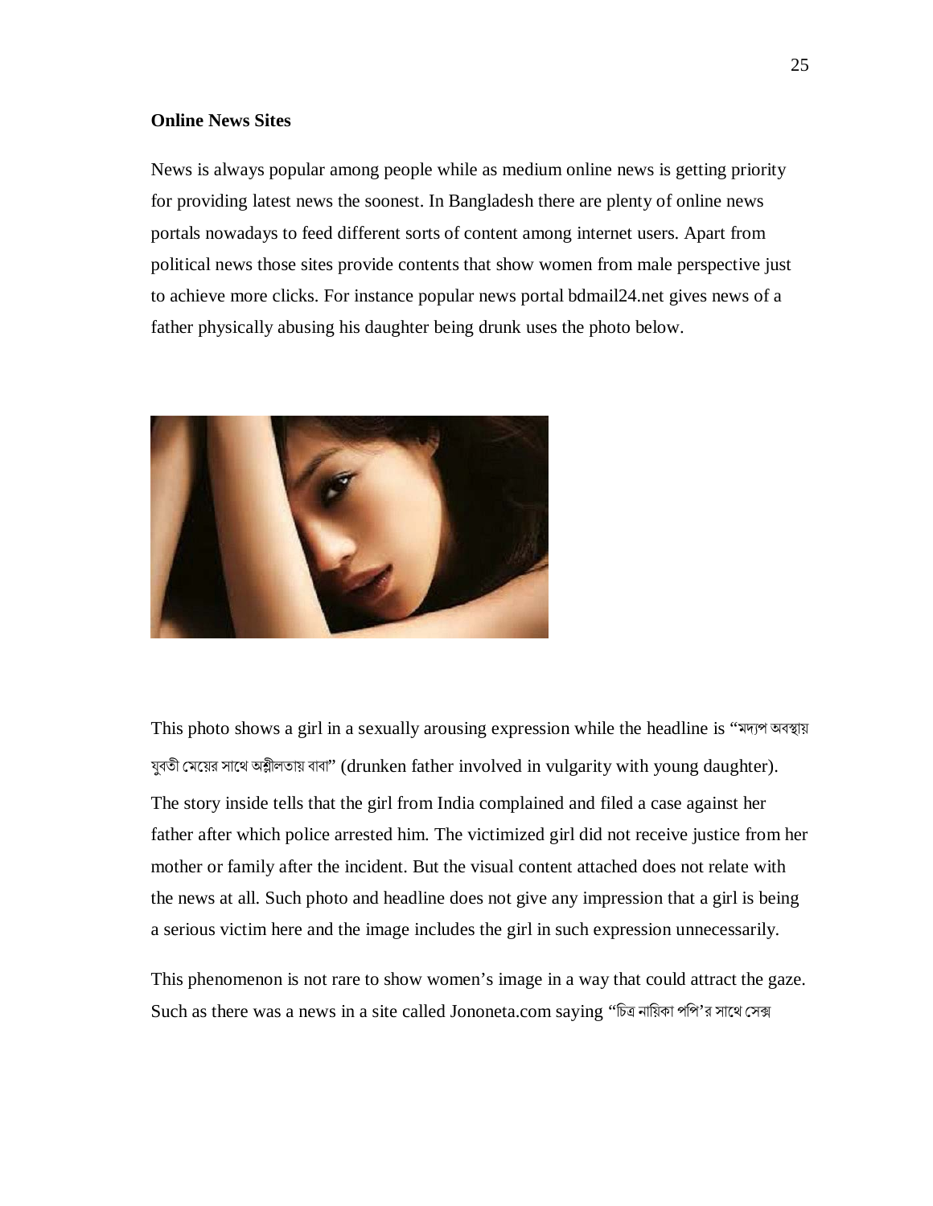**Online News Sites**

News is always popular among people while as medium online news is getting priority for providing latest news the soonest. In Bangladesh there are plenty of online news portals nowadays to feed different sorts of content among internet users. Apart from political news those sites provide contents that show women from male perspective just to achieve more clicks. For instance popular news portal bdmail24.net gives news of a father physically abusing his daughter being drunk uses the photo below.

This photo shows a girl in a sexually arousing expression while the headline is "মদ্যপ অবস্থায় যুবতী মেয়ের সাথে অশ্লীলতায় বাবা" (drunken father involved in vulgarity with young daughter). The story inside tells that the girl from India complained and filed a case against her father after which police arrested him. The victimized girl did not receive justice from her mother or family after the incident. But the visual content attached does not relate with the news at all. Such photo and headline does not give any impression that a girl is being a serious victim here and the image includes the girl in such expression unnecessarily.

This phenomenon is not rare to show women's image in a way that could attract the gaze. Such as there was a news in a site called Jononeta.com saying "চিত্র নায়িকা পপি'র সাথে সেক্স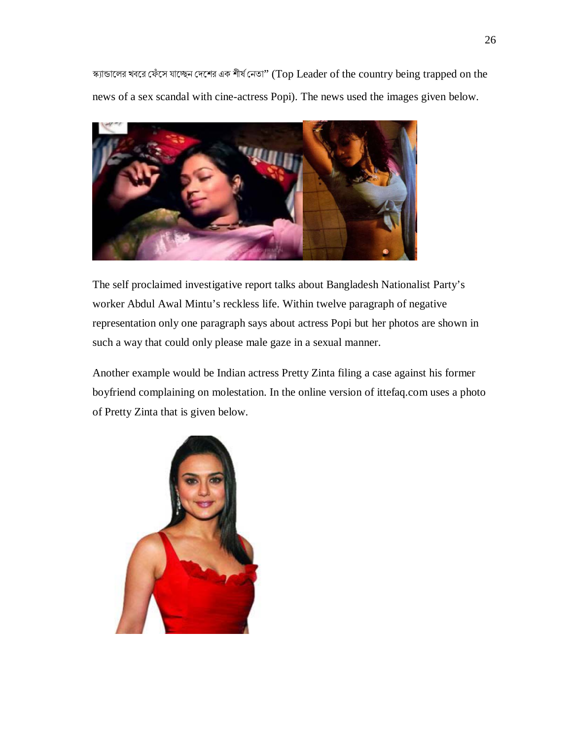স্ক্যান্ডালের খবরে ফেঁসে যাচ্ছেন দেশের এক শীর্ষ নেতা" (Top Leader of the country being trapped on the news of a sex scandal with cine-actress Popi). The news used the images given below.

The self proclaimed investigative report talks about Bangladesh Nationalist Party's worker Abdul Awal Mintu's reckless life. Within twelve paragraph of negative representation only one paragraph says about actress Popi but her photos are shown in such a way that could only please male gaze in a sexual manner.

Another example would be Indian actress Pretty Zinta filing a case against his former boyfriend complaining on molestation. In the online version of ittefaq.com uses a photo of Pretty Zinta that is given below.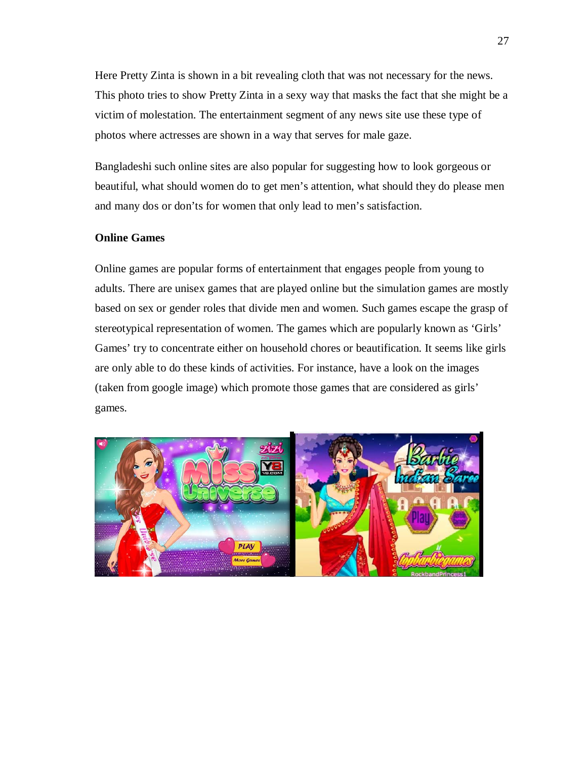Here Pretty Zinta is shown in a bit revealing cloth that was not necessary for the news. This photo tries to show Pretty Zinta in a sexy way that masks the fact that she might be a victim of molestation. The entertainment segment of any news site use these type of photos where actresses are shown in a way that serves for male gaze.

Bangladeshi such online sites are also popular for suggesting how to look gorgeous or beautiful, what should women do to get men's attention, what should they do please men and many dos or don'ts for women that only lead to men's satisfaction.

**Online Games**

Online games are popular forms of entertainment that engages people from young to adults. There are unisex games that are played online but the simulation games are mostly based on sex or gender roles that divide men and women. Such games escape the grasp of stereotypical representation of women. The games which are popularly known as 'Girls' Games' try to concentrate either on household chores or beautification. It seems like girls are only able to do these kinds of activities. For instance, have a look on the images (taken from google image) which promote those games that are considered as girls' games.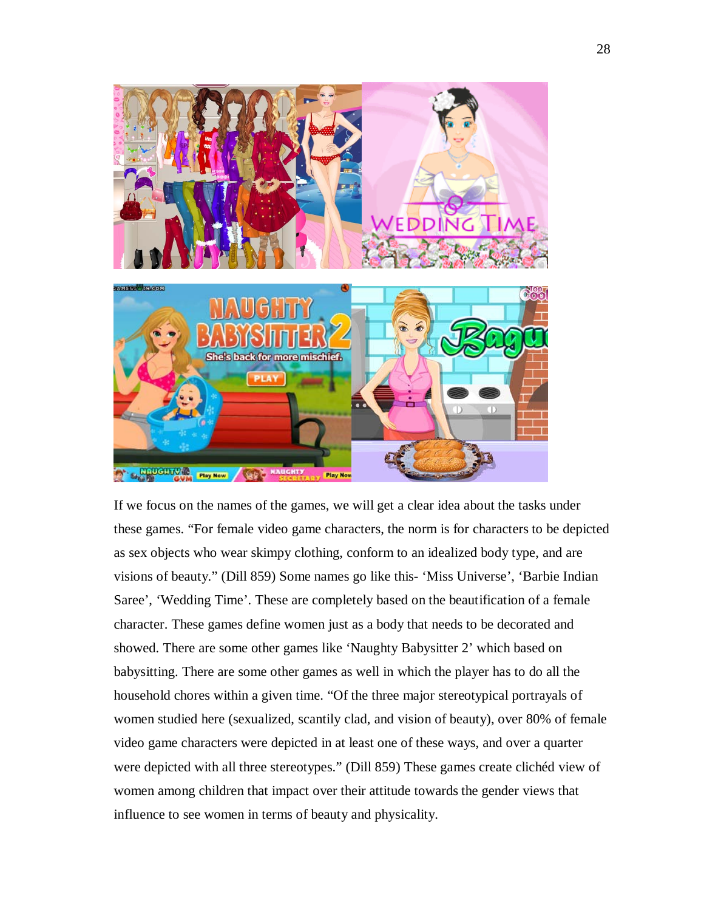If we focus on the names of the games, we will get a clear idea about the tasks under these games. “For female video game characters, the norm is for characters to be depicted as sex objects who wear skimpy clothing, conform to an idealized body type, and are visions of beauty.” (Dill 859) Some names go like this- ‘Miss Universe’, ‘Barbie Indian Saree’, ‘Wedding Time’. These are completely based on the beautification of a female character. These games define women just as a body that needs to be decorated and showed. There are some other games like ‘Naughty Babysitter 2’ which based on babysitting. There are some other games as well in which the player has to do all the household chores within a given time. “Of the three major stereotypical portrayals of women studied here (sexualized, scantily clad, and vision of beauty), over 80% of female video game characters were depicted in at least one of these ways, and over a quarter were depicted with all three stereotypes.” (Dill 859) These games create clichéd view of women among children that impact over their attitude towards the gender views that influence to see women in terms of beauty and physicality.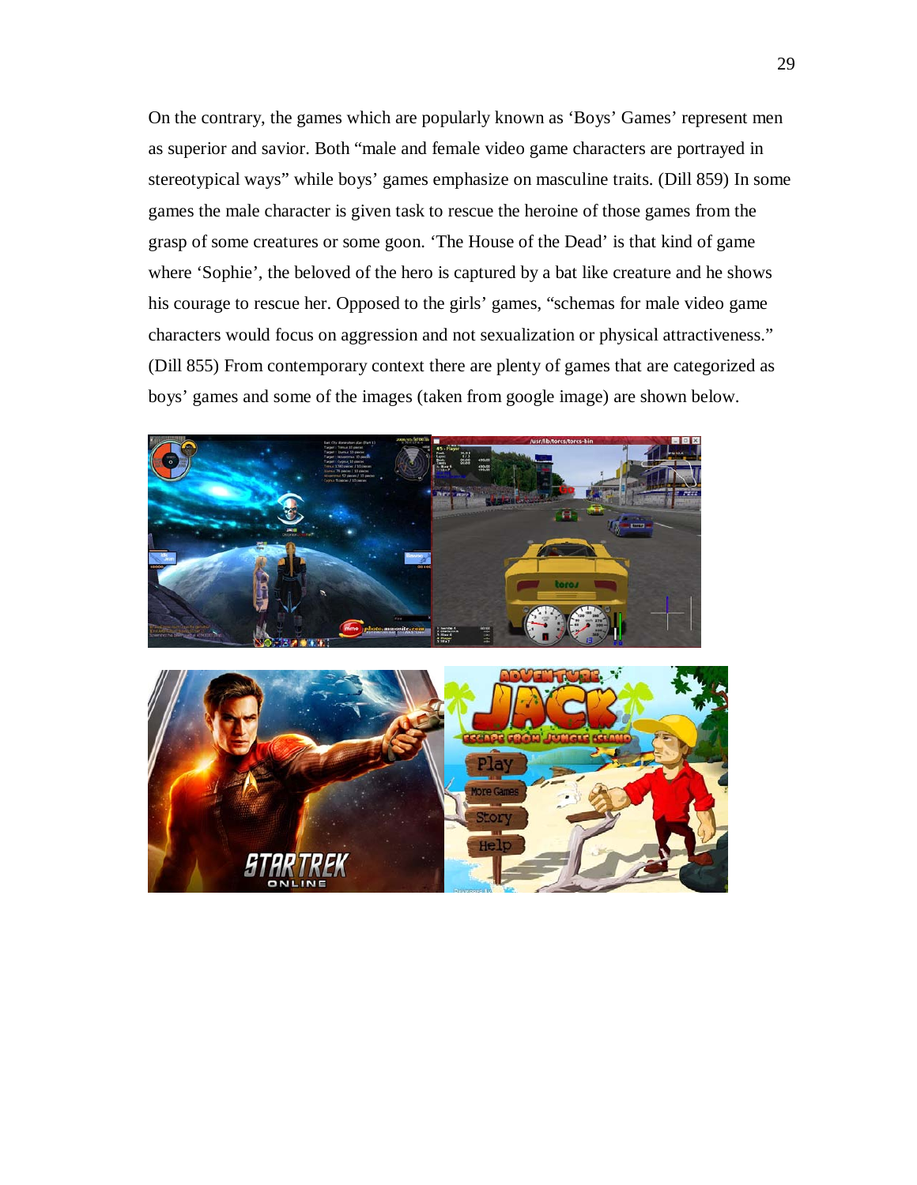On the contrary, the games which are popularly known as 'Boys' Games' represent men as superior and savior. Both "male and female video game characters are portrayed in stereotypical ways" while boys' games emphasize on masculine traits. (Dill 859) In some games the male character is given task to rescue the heroine of those games from the grasp of some creatures or some goon. 'The House of the Dead' is that kind of game where 'Sophie', the beloved of the hero is captured by a bat like creature and he shows his courage to rescue her. Opposed to the girls' games, "schemas for male video game characters would focus on aggression and not sexualization or physical attractiveness." (Dill 855) From contemporary context there are plenty of games that are categorized as boys' games and some of the images (taken from google image) are shown below.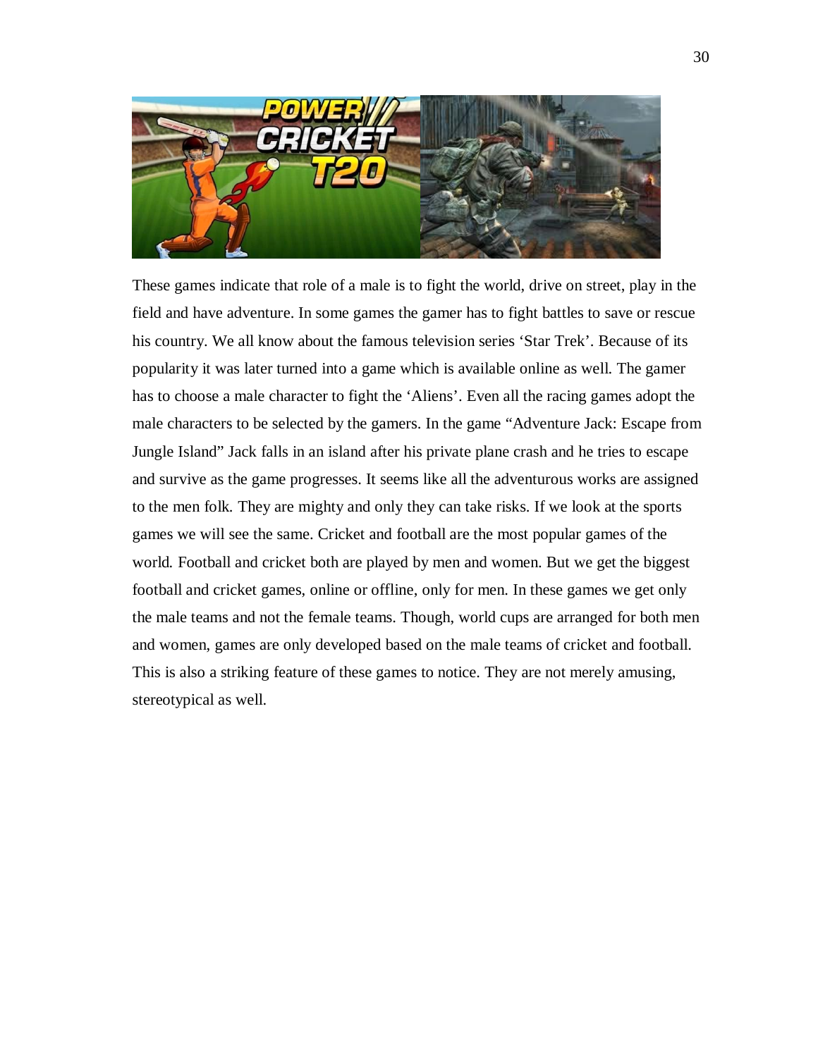These games indicate that role of a male is to fight the world, drive on street, play in the field and have adventure. In some games the gamer has to fight battles to save or rescue his country. We all know about the famous television series 'Star Trek'. Because of its popularity it was later turned into a game which is available online as well. The gamer has to choose a male character to fight the 'Aliens'. Even all the racing games adopt the male characters to be selected by the gamers. In the game "Adventure Jack: Escape from Jungle Island" Jack falls in an island after his private plane crash and he tries to escape and survive as the game progresses. It seems like all the adventurous works are assigned to the men folk. They are mighty and only they can take risks. If we look at the sports games we will see the same. Cricket and football are the most popular games of the world. Football and cricket both are played by men and women. But we get the biggest football and cricket games, online or offline, only for men. In these games we get only the male teams and not the female teams. Though, world cups are arranged for both men and women, games are only developed based on the male teams of cricket and football. This is also a striking feature of these games to notice. They are not merely amusing, stereotypical as well.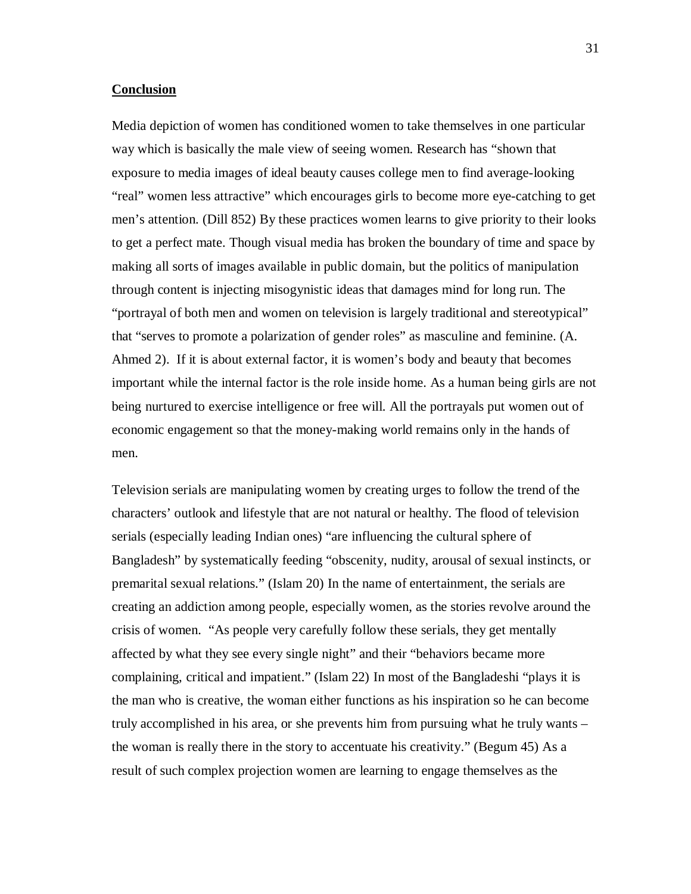## Conclusion

Media depiction of women has conditioned women to take themselves in one particular way which is basically the male view of seeing women. Research has "shown that exposure to media images of ideal beauty causes college men to find average-looking "real" women less attractive" which encourages girls to become more eye-catching to get men's attention. (Dill 852) By these practices women learns to give priority to their looks to get a perfect mate. Though visual media has broken the boundary of time and space by making all sorts of images available in public domain, but the politics of manipulation through content is injecting misogynistic ideas that damages mind for long run. The "portrayal of both men and women on television is largely traditional and stereotypical" that "serves to promote a polarization of gender roles" as masculine and feminine. (A. Ahmed 2). If it is about external factor, it is women's body and beauty that becomes important while the internal factor is the role inside home. As a human being girls are not being nurtured to exercise intelligence or free will. All the portrayals put women out of economic engagement so that the money-making world remains only in the hands of men.

Television serials are manipulating women by creating urges to follow the trend of the characters' outlook and lifestyle that are not natural or healthy. The flood of television serials (especially leading Indian ones) "are influencing the cultural sphere of Bangladesh" by systematically feeding "obscenity, nudity, arousal of sexual instincts, or premarital sexual relations." (Islam 20) In the name of entertainment, the serials are creating an addiction among people, especially women, as the stories revolve around the crisis of women. "As people very carefully follow these serials, they get mentally affected by what they see every single night" and their "behaviors became more complaining, critical and impatient." (Islam 22) In most of the Bangladeshi "plays it is the man who is creative, the woman either functions as his inspiration so he can become truly accomplished in his area, or she prevents him from pursuing what he truly wants – the woman is really there in the story to accentuate his creativity." (Begum 45) As a result of such complex projection women are learning to engage themselves as the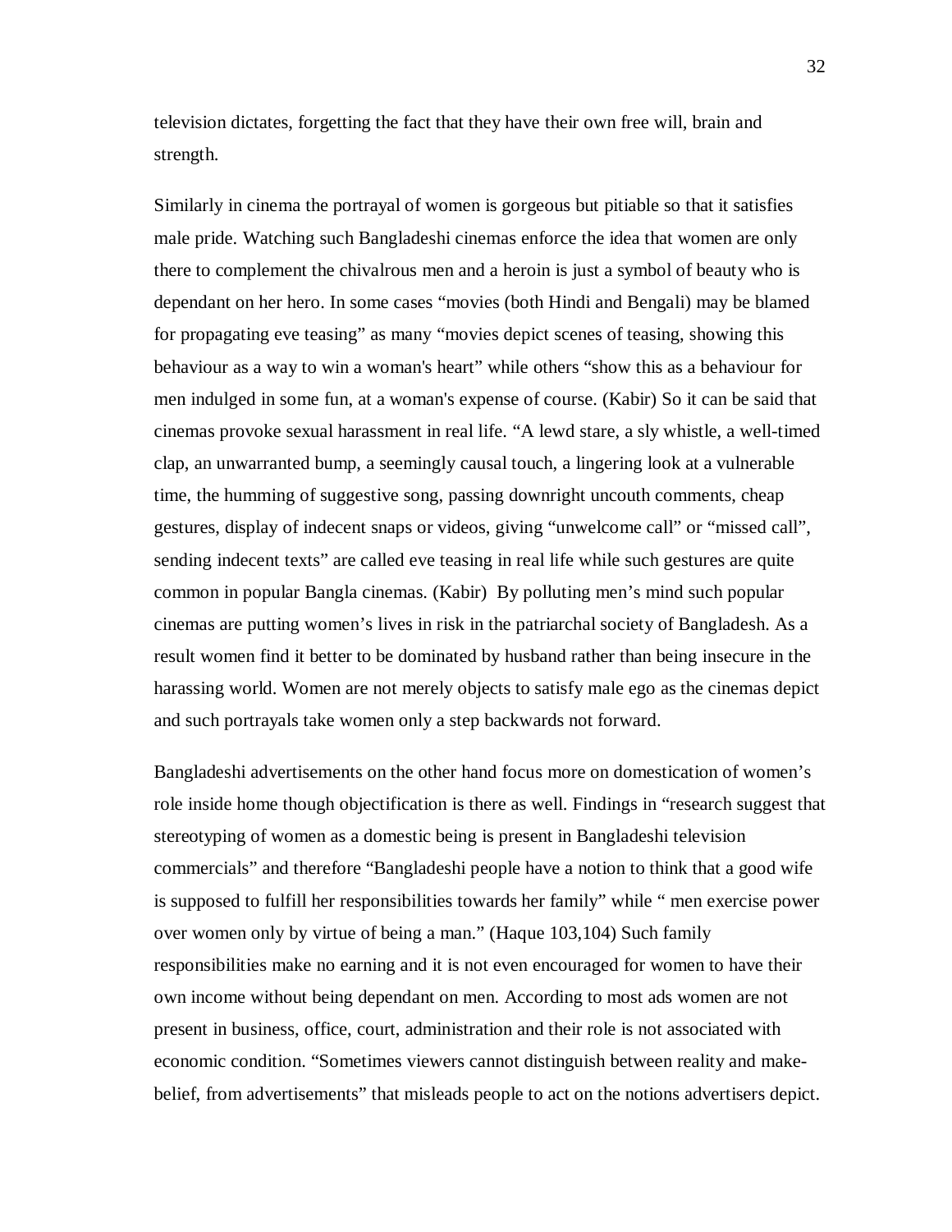television dictates, forgetting the fact that they have their own free will, brain and strength.

Similarly in cinema the portrayal of women is gorgeous but pitiable so that it satisfies male pride. Watching such Bangladeshi cinemas enforce the idea that women are only there to complement the chivalrous men and a heroin is just a symbol of beauty who is dependant on her hero. In some cases "movies (both Hindi and Bengali) may be blamed for propagating eve teasing" as many "movies depict scenes of teasing, showing this behaviour as a way to win a woman's heart" while others "show this as a behaviour for men indulged in some fun, at a woman's expense of course. (Kabir) So it can be said that cinemas provoke sexual harassment in real life. "A lewd stare, a sly whistle, a well-timed clap, an unwarranted bump, a seemingly causal touch, a lingering look at a vulnerable time, the humming of suggestive song, passing downright uncouth comments, cheap gestures, display of indecent snaps or videos, giving "unwelcome call" or "missed call", sending indecent texts" are called eve teasing in real life while such gestures are quite common in popular Bangla cinemas. (Kabir) By polluting men's mind such popular cinemas are putting women's lives in risk in the patriarchal society of Bangladesh. As a result women find it better to be dominated by husband rather than being insecure in the harassing world. Women are not merely objects to satisfy male ego as the cinemas depict and such portrayals take women only a step backwards not forward.

Bangladeshi advertisements on the other hand focus more on domestication of women's role inside home though objectification is there as well. Findings in "research suggest that stereotyping of women as a domestic being is present in Bangladeshi television commercials" and therefore "Bangladeshi people have a notion to think that a good wife is supposed to fulfill her responsibilities towards her family" while " men exercise power over women only by virtue of being a man." (Haque 103,104) Such family responsibilities make no earning and it is not even encouraged for women to have their own income without being dependant on men. According to most ads women are not present in business, office, court, administration and their role is not associated with economic condition. "Sometimes viewers cannot distinguish between reality and make-belief, from advertisements" that misleads people to act on the notions advertisers depict.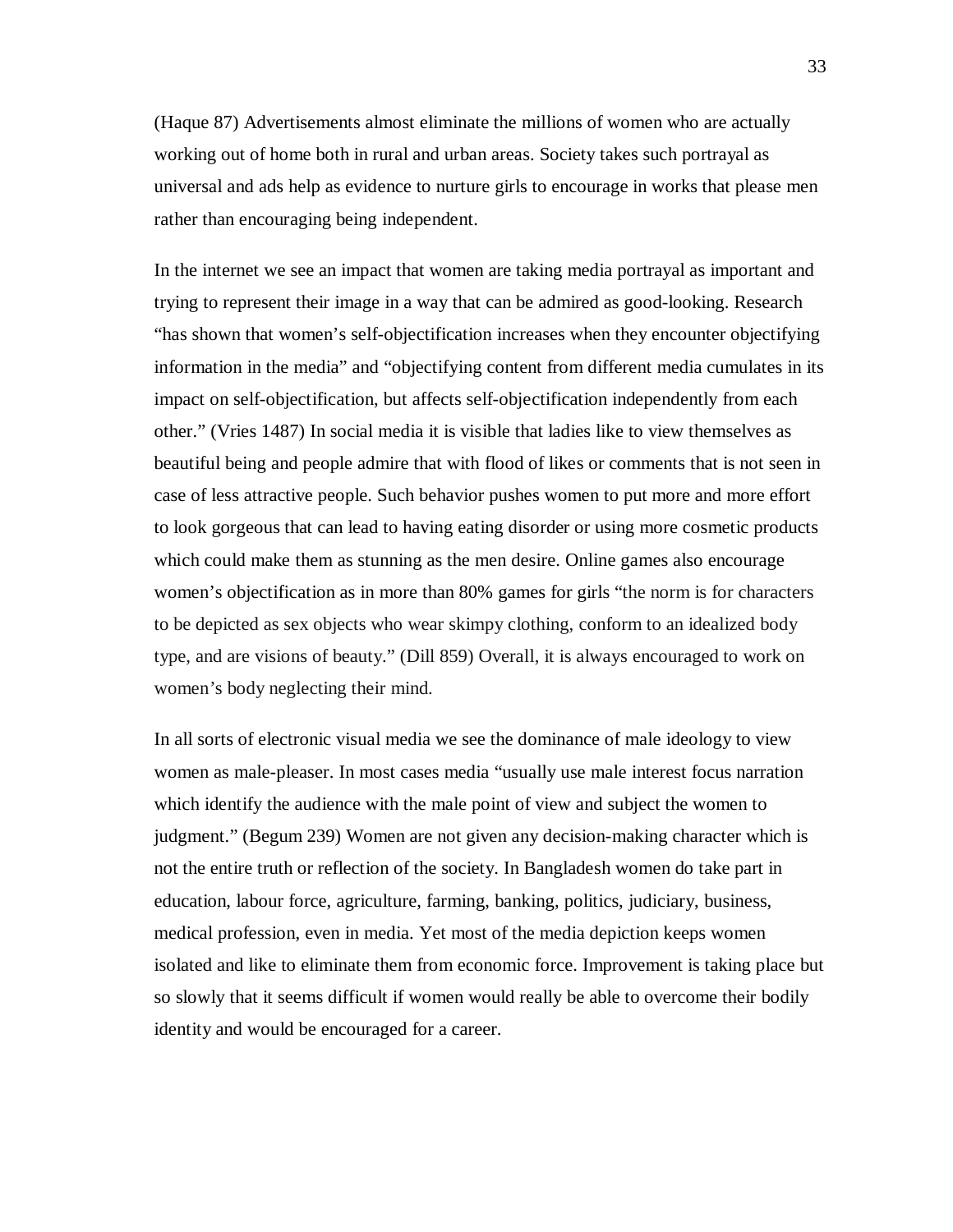(Haque 87) Advertisements almost eliminate the millions of women who are actually working out of home both in rural and urban areas. Society takes such portrayal as universal and ads help as evidence to nurture girls to encourage in works that please men rather than encouraging being independent.

In the internet we see an impact that women are taking media portrayal as important and trying to represent their image in a way that can be admired as good-looking. Research "has shown that women's self-objectification increases when they encounter objectifying information in the media" and "objectifying content from different media cumulates in its impact on self-objectification, but affects self-objectification independently from each other." (Vries 1487) In social media it is visible that ladies like to view themselves as beautiful being and people admire that with flood of likes or comments that is not seen in case of less attractive people. Such behavior pushes women to put more and more effort to look gorgeous that can lead to having eating disorder or using more cosmetic products which could make them as stunning as the men desire. Online games also encourage women's objectification as in more than 80% games for girls "the norm is for characters to be depicted as sex objects who wear skimpy clothing, conform to an idealized body type, and are visions of beauty." (Dill 859) Overall, it is always encouraged to work on women's body neglecting their mind.

In all sorts of electronic visual media we see the dominance of male ideology to view women as male-pleaser. In most cases media "usually use male interest focus narration which identify the audience with the male point of view and subject the women to judgment." (Begum 239) Women are not given any decision-making character which is not the entire truth or reflection of the society. In Bangladesh women do take part in education, labour force, agriculture, farming, banking, politics, judiciary, business, medical profession, even in media. Yet most of the media depiction keeps women isolated and like to eliminate them from economic force. Improvement is taking place but so slowly that it seems difficult if women would really be able to overcome their bodily identity and would be encouraged for a career.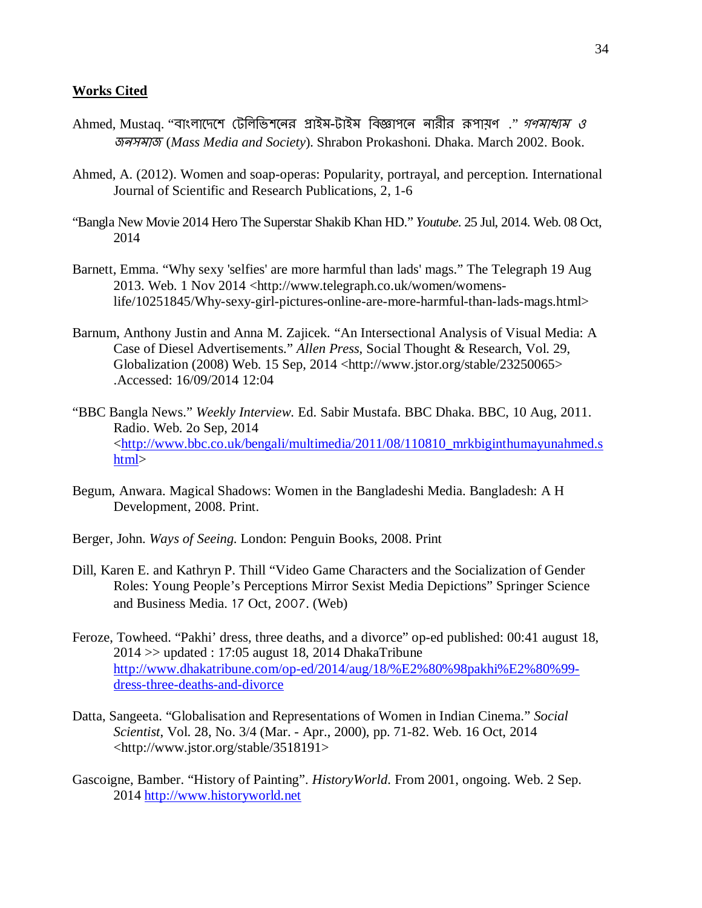**Works Cited**

Ahmed, Mustaq. "বাংলাদেশে টেলিভিশনের প্রাইম-টাইম বিজ্ঞাপনে নারীর রূপায়ণ ." *গণমাধ্যম ও জনসমাজ* (*Mass Media and Society*). Shrabon Prokashoni. Dhaka. March 2002. Book.

Ahmed, A. (2012). Women and soap-operas: Popularity, portrayal, and perception. International Journal of Scientific and Research Publications, 2, 1-6

"Bangla New Movie 2014 Hero The Superstar Shakib Khan HD." *Youtube*. 25 Jul, 2014. Web. 08 Oct, 2014

Barnett, Emma. "Why sexy 'selfies' are more harmful than lads' mags." The Telegraph 19 Aug 2013. Web. 1 Nov 2014 <http://www.telegraph.co.uk/women/womens-life/10251845/Why-sexy-girl-pictures-online-are-more-harmful-than-lads-mags.html>

Barnum, Anthony Justin and Anna M. Zajicek. "An Intersectional Analysis of Visual Media: A Case of Diesel Advertisements." *Allen Press*, Social Thought & Research, Vol. 29, Globalization (2008) Web. 15 Sep, 2014 <http://www.jstor.org/stable/23250065> .Accessed: 16/09/2014 12:04

"BBC Bangla News." *Weekly Interview*. Ed. Sabir Mustafa. BBC Dhaka. BBC, 10 Aug, 2011. Radio. Web. 2o Sep, 2014 <http://www.bbc.co.uk/bengali/multimedia/2011/08/110810_mrkbiginthumayunahmed.shtml>

Begum, Anwara. Magical Shadows: Women in the Bangladeshi Media. Bangladesh: A H Development, 2008. Print.

Berger, John. *Ways of Seeing*. London: Penguin Books, 2008. Print

Dill, Karen E. and Kathryn P. Thill "Video Game Characters and the Socialization of Gender Roles: Young People's Perceptions Mirror Sexist Media Depictions" Springer Science and Business Media. 17 Oct, 2007. (Web)

Feroze, Towheed. "Pakhi' dress, three deaths, and a divorce" op-ed published: 00:41 august 18, 2014 >> updated : 17:05 august 18, 2014 DhakaTribune http://www.dhakatribune.com/op-ed/2014/aug/18/%E2%80%98pakhi%E2%80%99-dress-three-deaths-and-divorce

Datta, Sangeeta. "Globalisation and Representations of Women in Indian Cinema." *Social Scientist*, Vol. 28, No. 3/4 (Mar. - Apr., 2000), pp. 71-82. Web. 16 Oct, 2014 <http://www.jstor.org/stable/3518191>

Gascoigne, Bamber. "History of Painting". *HistoryWorld*. From 2001, ongoing. Web. 2 Sep. 2014 http://www.historyworld.net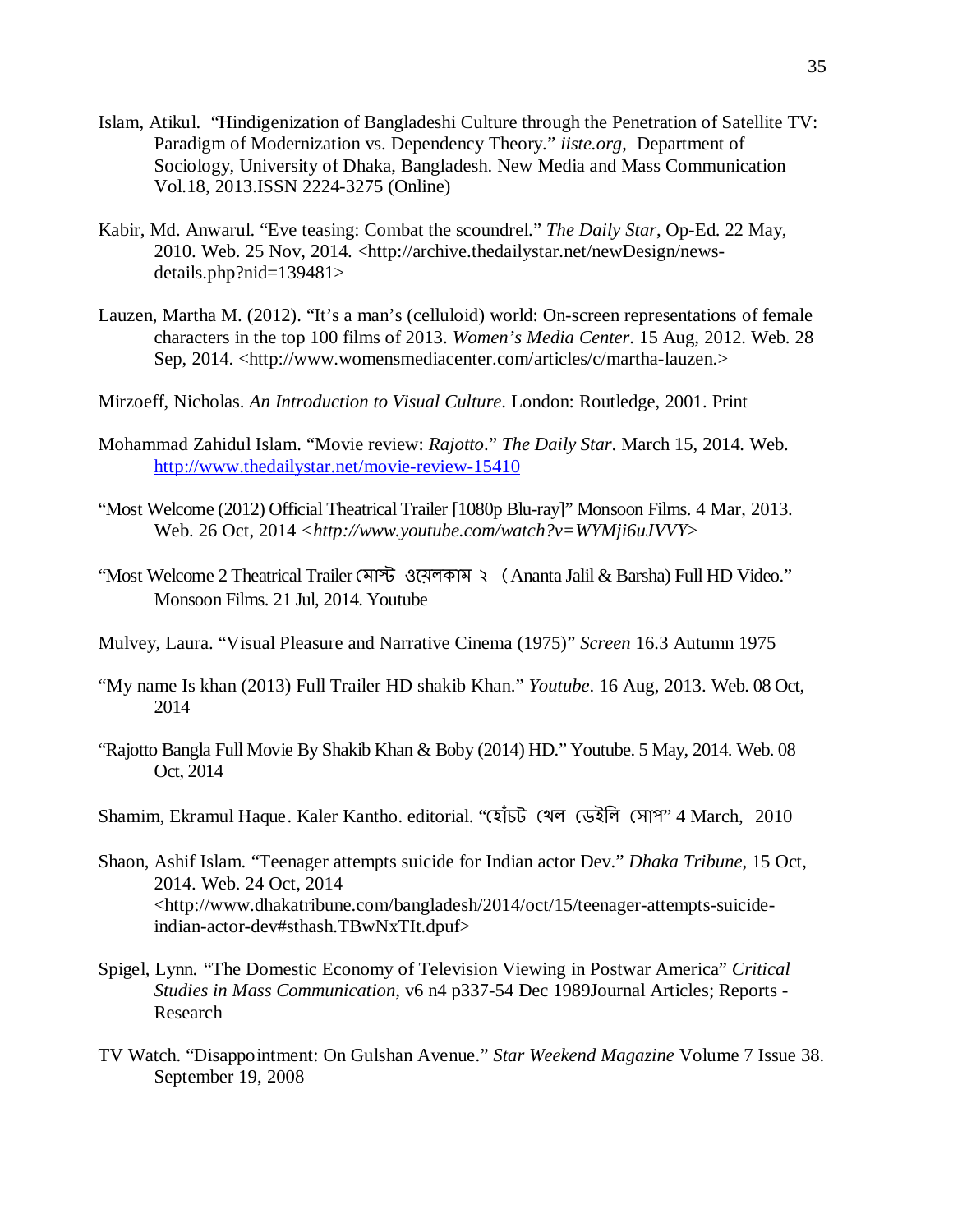Islam, Atikul. "Hindigenization of Bangladeshi Culture through the Penetration of Satellite TV: Paradigm of Modernization vs. Dependency Theory." *iiste.org*, Department of Sociology, University of Dhaka, Bangladesh. New Media and Mass Communication Vol.18, 2013.ISSN 2224-3275 (Online)

Kabir, Md. Anwarul. "Eve teasing: Combat the scoundrel." *The Daily Star*, Op-Ed. 22 May, 2010. Web. 25 Nov, 2014. <http://archive.thedailystar.net/newDesign/news-details.php?nid=139481>

Lauzen, Martha M. (2012). "It's a man's (celluloid) world: On-screen representations of female characters in the top 100 films of 2013. *Women's Media Center*. 15 Aug, 2012. Web. 28 Sep, 2014. <http://www.womensmediacenter.com/articles/c/martha-lauzen.>

Mirzoeff, Nicholas. *An Introduction to Visual Culture*. London: Routledge, 2001. Print

Mohammad Zahidul Islam. "Movie review: *Rajotto*." *The Daily Star*. March 15, 2014. Web. http://www.thedailystar.net/movie-review-15410

"Most Welcome (2012) Official Theatrical Trailer [1080p Blu-ray]" Monsoon Films. 4 Mar, 2013. Web. 26 Oct, 2014 <*http://www.youtube.com/watch?v=WYMji6uJVVY*>

"Most Welcome 2 Theatrical Trailer মোস্ট ওয়েলকাম ২ (Ananta Jalil & Barsha) Full HD Video." Monsoon Films. 21 Jul, 2014. Youtube

Mulvey, Laura. "Visual Pleasure and Narrative Cinema (1975)" *Screen* 16.3 Autumn 1975

"My name Is khan (2013) Full Trailer HD shakib Khan." *Youtube*. 16 Aug, 2013. Web. 08 Oct, 2014

"Rajotto Bangla Full Movie By Shakib Khan & Boby (2014) HD." Youtube. 5 May, 2014. Web. 08 Oct, 2014

Shamim, Ekramul Haque. Kaler Kantho. editorial. "হোঁচট খেল ডেইলি সোপ" 4 March, 2010

Shaon, Ashif Islam. "Teenager attempts suicide for Indian actor Dev." *Dhaka Tribune*, 15 Oct, 2014. Web. 24 Oct, 2014 <http://www.dhakatribune.com/bangladesh/2014/oct/15/teenager-attempts-suicide-indian-actor-dev#sthash.TBwNxTIt.dpuf>

Spigel, Lynn. "The Domestic Economy of Television Viewing in Postwar America" *Critical Studies in Mass Communication*, v6 n4 p337-54 Dec 1989Journal Articles; Reports - Research

TV Watch. "Disappointment: On Gulshan Avenue." *Star Weekend Magazine* Volume 7 Issue 38. September 19, 2008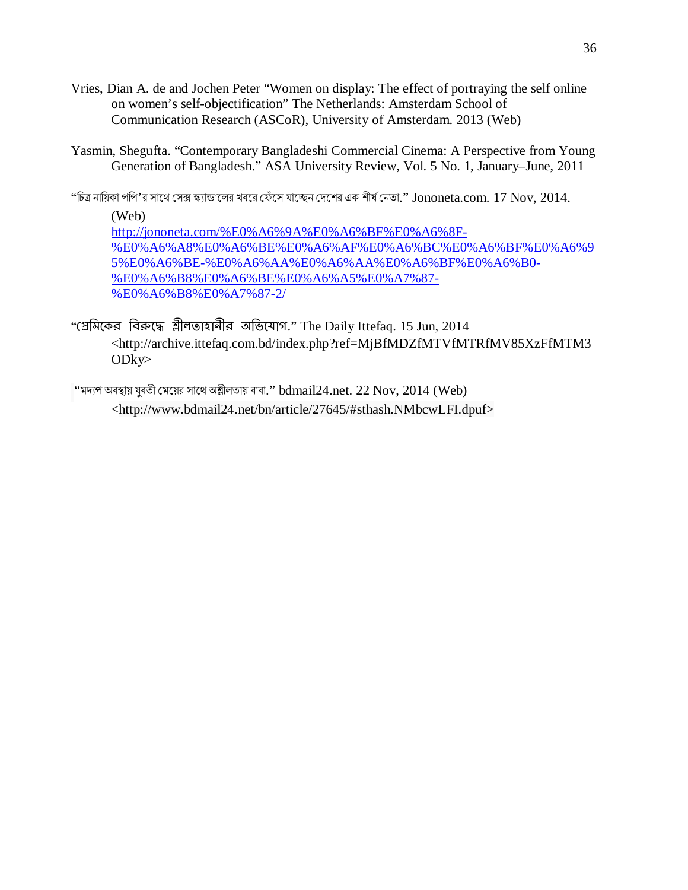Vries, Dian A. de and Jochen Peter "Women on display: The effect of portraying the self online on women's self-objectification" The Netherlands: Amsterdam School of Communication Research (ASCoR), University of Amsterdam. 2013 (Web)

Yasmin, Shegufta. "Contemporary Bangladeshi Commercial Cinema: A Perspective from Young Generation of Bangladesh." ASA University Review, Vol. 5 No. 1, January–June, 2011

"চিত্র নায়িকা পপি'র সাথে সেক্স স্ক্যান্ডালের খবরে ফেঁসে যাচ্ছেন দেশের এক শীর্ষ নেতা." Jononeta.com. 17 Nov, 2014. (Web) http://jononeta.com/%E0%A6%9A%E0%A6%BF%E0%A6%8F-%E0%A6%A8%E0%A6%BE%E0%A6%AF%E0%A6%BC%E0%A6%BF%E0%A6%95%E0%A6%BE-%E0%A6%AA%E0%A6%AA%E0%A6%BF%E0%A6%B0-%E0%A6%B8%E0%A6%BE%E0%A6%A5%E0%A7%87-%E0%A6%B8%E0%A7%87-2/

"প্রেমিকের বিরুদ্ধে শ্লীলতাহানীর অভিযোগ." The Daily Ittefaq. 15 Jun, 2014 <http://archive.ittefaq.com.bd/index.php?ref=MjBfMDZfMTVfMTRfMV85XzFfMTM3ODky>

"মদ্যপ অবস্থায় যুবতী মেয়ের সাথে অশ্লীলতায় বাবা." bdmail24.net. 22 Nov, 2014 (Web) <http://www.bdmail24.net/bn/article/27645/#sthash.NMbcwLFI.dpuf>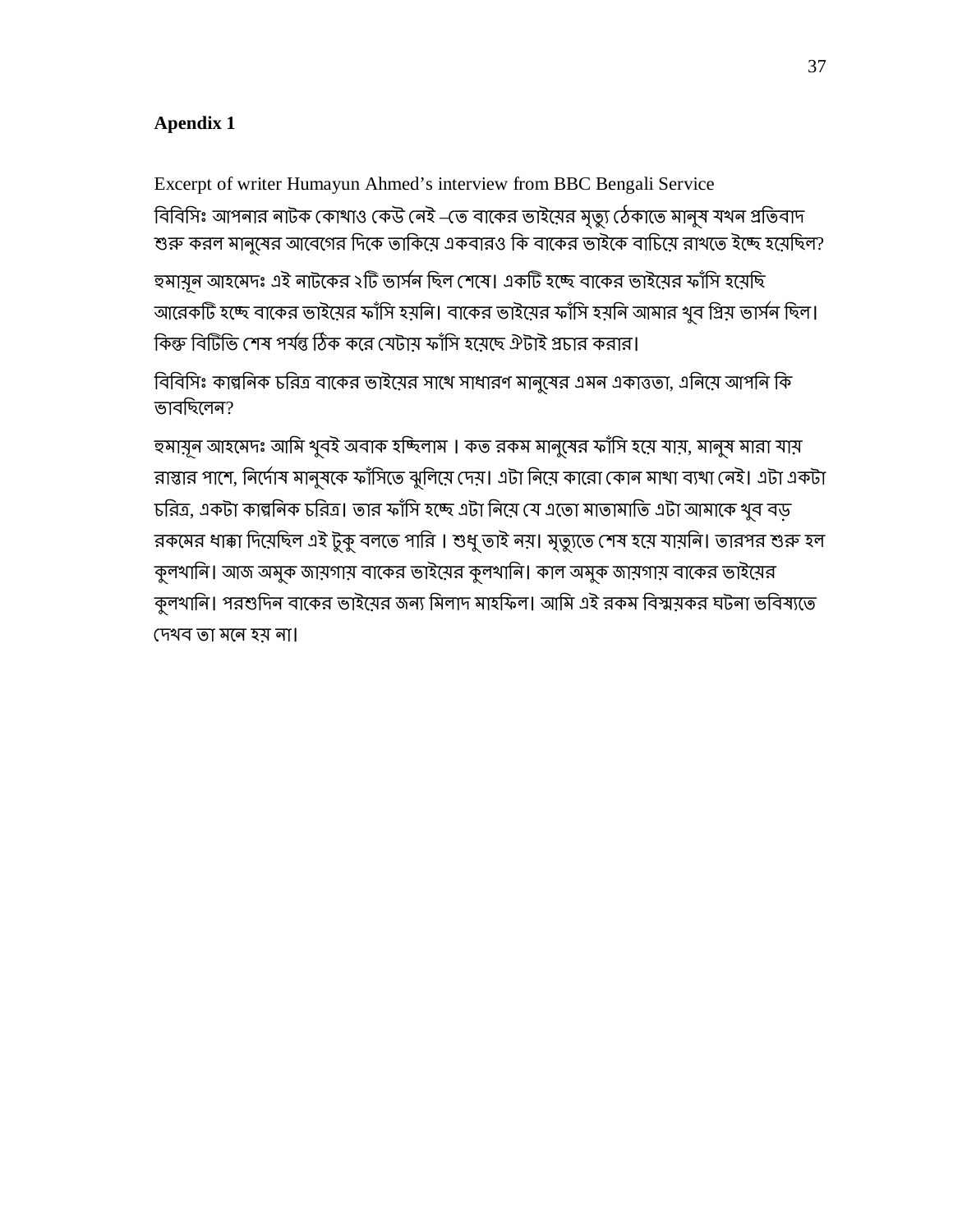**Apendix 1**

Excerpt of writer Humayun Ahmed's interview from BBC Bengali Service

বিবিসিঃ আপনার নাটক কোথাও কেউ নেই –তে বাকের ভাইয়ের মৃত্যু ঠেকাতে মানুষ যখন প্রতিবাদ শুরু করল মানুষের আবেগের দিকে তাকিয়ে একবারও কি বাকের ভাইকে বাচিয়ে রাখতে ইচ্ছে হয়েছিল?

হুমায়ূন আহমেদঃ এই নাটকের ২টি ভার্সন ছিল শেষে। একটি হচ্ছে বাকের ভাইয়ের ফাঁসি হয়েছি আরেকটি হচ্ছে বাকের ভাইয়ের ফাঁসি হয়নি। বাকের ভাইয়ের ফাঁসি হয়নি আমার খুব প্রিয় ভার্সন ছিল। কিন্তু বিটিভি শেষ পর্যন্ত ঠিক করে যেটায় ফাঁসি হয়েছে ঐটাই প্রচার করার।

বিবিসিঃ কাল্পনিক চরিত্র বাকের ভাইয়ের সাথে সাধারণ মানুষের এমন একাত্ততা, এনিয়ে আপনি কি ভাবছিলেন?

হুমায়ূন আহমেদঃ আমি খুবই অবাক হচ্ছিলাম । কত রকম মানুষের ফাঁসি হয়ে যায়, মানুষ মারা যায় রাস্তার পাশে, নির্দোষ মানুষকে ফাঁসিতে ঝুলিয়ে দেয়। এটা নিয়ে কারো কোন মাথা ব্যথা নেই। এটা একটা চরিত্র, একটা কাল্পনিক চরিত্র। তার ফাঁসি হচ্ছে এটা নিয়ে যে এতো মাতামাতি এটা আমাকে খুব বড় রকমের ধাক্কা দিয়েছিল এই টুকু বলতে পারি । শুধু তাই নয়। মৃত্যুতে শেষ হয়ে যায়নি। তারপর শুরু হল কুলখানি। আজ অমুক জায়গায় বাকের ভাইয়ের কুলখানি। কাল অমুক জায়গায় বাকের ভাইয়ের কুলখানি। পরশুদিন বাকের ভাইয়ের জন্য মিলাদ মাহফিল। আমি এই রকম বিস্ময়কর ঘটনা ভবিষ্যতে দেখব তা মনে হয় না।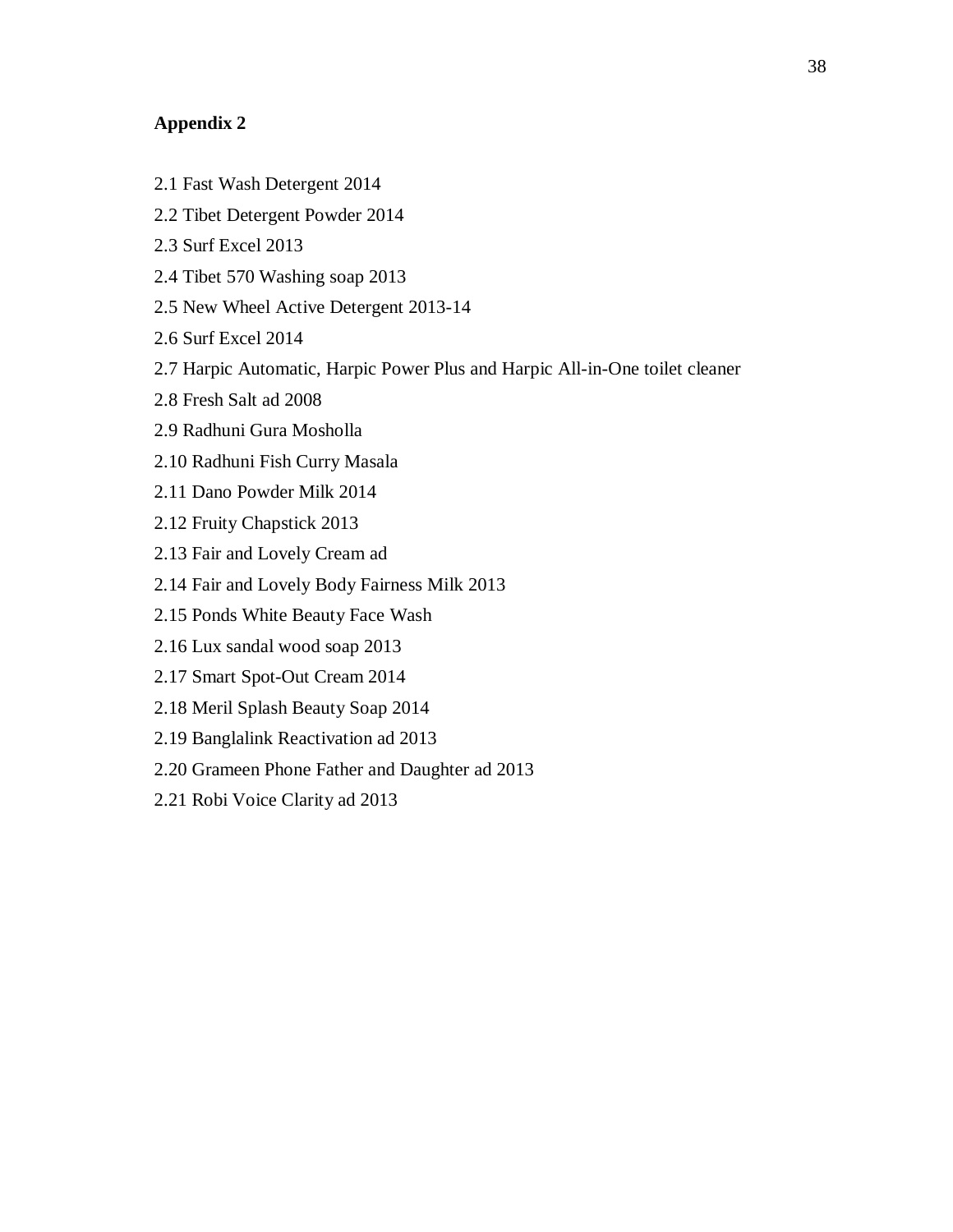## Appendix 2

2.1 Fast Wash Detergent 2014

2.2 Tibet Detergent Powder 2014

2.3 Surf Excel 2013

2.4 Tibet 570 Washing soap 2013

2.5 New Wheel Active Detergent 2013-14

2.6 Surf Excel 2014

2.7 Harpic Automatic, Harpic Power Plus and Harpic All-in-One toilet cleaner

2.8 Fresh Salt ad 2008

2.9 Radhuni Gura Mosholla

2.10 Radhuni Fish Curry Masala

2.11 Dano Powder Milk 2014

2.12 Fruity Chapstick 2013

2.13 Fair and Lovely Cream ad

2.14 Fair and Lovely Body Fairness Milk 2013

2.15 Ponds White Beauty Face Wash

2.16 Lux sandal wood soap 2013

2.17 Smart Spot-Out Cream 2014

2.18 Meril Splash Beauty Soap 2014

2.19 Banglalink Reactivation ad 2013

2.20 Grameen Phone Father and Daughter ad 2013

2.21 Robi Voice Clarity ad 2013